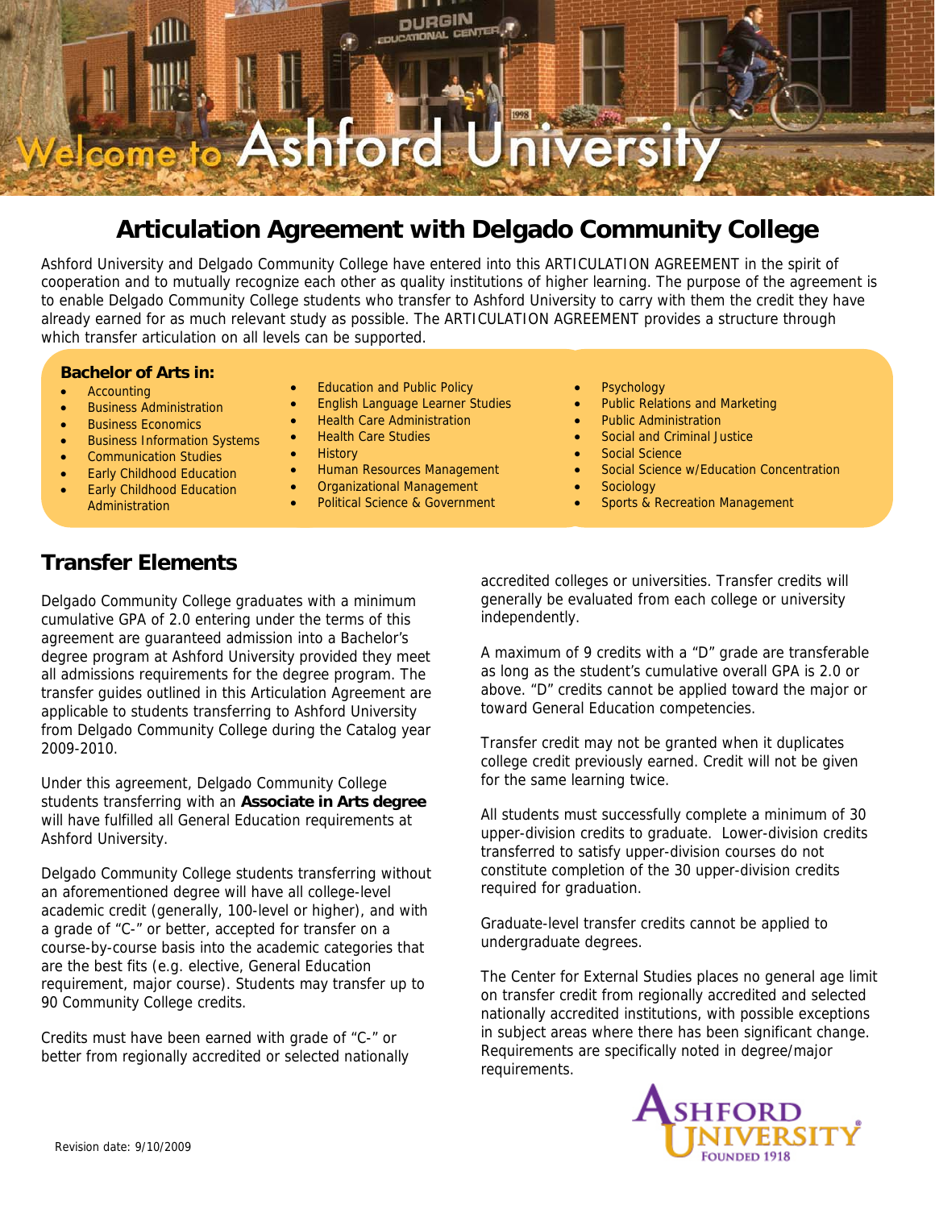# Welcome to Ashford University

## Articulation Agreement with Delgado Community College

Ashford University and Delgado Community College have entered into this ARTICULATION AGREEMENT in the spirit of cooperation and to mutually recognize each other as quality institutions of higher learning. The purpose of the agreement is to enable Delgado Community College students who transfer to Ashford University to carry with them the credit they have already earned for as much relevant study as possible. The ARTICULATION AGREEMENT provides a structure through which transfer articulation on all levels can be supported.

**Bachelor of Arts in:**

- Accounting
- Business Administration
- Business Economics
- Business Information Systems
- Communication Studies
- Early Childhood Education
- Early Childhood Education Administration
- Education and Public Policy
- English Language Learner Studies
- Health Care Administration
- Health Care Studies
- History
- Human Resources Management
- Organizational Management
- Political Science & Government
- Psychology
- Public Relations and Marketing
- Public Administration
- Social and Criminal Justice
- Social Science
- Social Science w/Education Concentration
- Sociology
- Sports & Recreation Management

## Transfer Elements

Delgado Community College graduates with a minimum cumulative GPA of 2.0 entering under the terms of this agreement are guaranteed admission into a Bachelor's degree program at Ashford University provided they meet all admissions requirements for the degree program. The transfer guides outlined in this Articulation Agreement are applicable to students transferring to Ashford University from Delgado Community College during the Catalog year 2009-2010.

Under this agreement, Delgado Community College students transferring with an **Associate in Arts degree** will have fulfilled all General Education requirements at Ashford University.

Delgado Community College students transferring without an aforementioned degree will have all college-level academic credit (generally, 100-level or higher), and with a grade of "C-" or better, accepted for transfer on a course-by-course basis into the academic categories that are the best fits (e.g. elective, General Education requirement, major course). Students may transfer up to 90 Community College credits.

Credits must have been earned with grade of "C-" or better from regionally accredited or selected nationally accredited colleges or universities. Transfer credits will generally be evaluated from each college or university independently.

A maximum of 9 credits with a "D" grade are transferable as long as the student's cumulative overall GPA is 2.0 or above. "D" credits cannot be applied toward the major or toward General Education competencies.

Transfer credit may not be granted when it duplicates college credit previously earned. Credit will not be given for the same learning twice.

All students must successfully complete a minimum of 30 upper-division credits to graduate. Lower-division credits transferred to satisfy upper-division courses do not constitute completion of the 30 upper-division credits required for graduation.

Graduate-level transfer credits cannot be applied to undergraduate degrees.

The Center for External Studies places no general age limit on transfer credit from regionally accredited and selected nationally accredited institutions, with possible exceptions in subject areas where there has been significant change. Requirements are specifically noted in degree/major requirements.

Revision date: 9/10/2009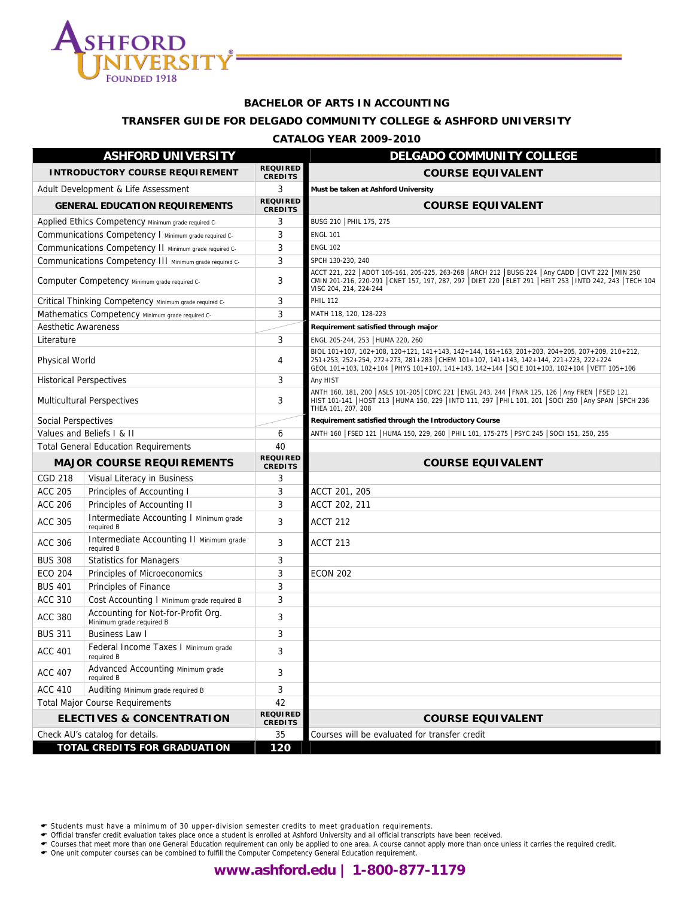# BACHELOR OF ARTS IN ACCOUNTING

## TRANSFER GUIDE FOR DELGADO COMMUNITY COLLEGE & ASHFORD UNIVERSITY

### CATALOG YEAR 2009-2010

| ASHFORD UNIVERSITY | | | DELGADO COMMUNITY COLLEGE |
|---|---|---|---|
| **INTRODUCTORY COURSE REQUIREMENT** | | **REQUIRED CREDITS** | **COURSE EQUIVALENT** |
| Adult Development & Life Assessment | | 3 | **Must be taken at Ashford University** |
| **GENERAL EDUCATION REQUIREMENTS** | | **REQUIRED CREDITS** | **COURSE EQUIVALENT** |
| Applied Ethics Competency Minimum grade required C- | | 3 | BUSG 210 \| PHIL 175, 275 |
| Communications Competency I Minimum grade required C- | | 3 | ENGL 101 |
| Communications Competency II Minimum grade required C- | | 3 | ENGL 102 |
| Communications Competency III Minimum grade required C- | | 3 | SPCH 130-230, 240 |
| Computer Competency Minimum grade required C- | | 3 | ACCT 221, 222 \| ADOT 105-161, 205-225, 263-268 \| ARCH 212 \| BUSG 224 \| Any CADD \| CIVT 222 \| MIN 250 CMIN 201-216, 220-291 \| CNET 157, 197, 287, 297 \| DIET 220 \| ELET 291 \| HEIT 253 \| INTD 242, 243 \| TECH 104 VISC 204, 214, 224-244 |
| Critical Thinking Competency Minimum grade required C- | | 3 | PHIL 112 |
| Mathematics Competency Minimum grade required C- | | 3 | MATH 118, 120, 128-223 |
| Aesthetic Awareness | | | **Requirement satisfied through major** |
| Literature | | 3 | ENGL 205-244, 253 \| HUMA 220, 260 |
| Physical World | | 4 | BIOL 101+107, 102+108, 120+121, 141+143, 142+144, 161+163, 201+203, 204+205, 207+209, 210+212, 251+253, 252+254, 272+273, 281+283 \| CHEM 101+107, 141+143, 142+144, 221+223, 222+224 GEOL 101+103, 102+104 \| PHYS 101+107, 141+143, 142+144 \| SCIE 101+103, 102+104 \| VETT 105+106 |
| Historical Perspectives | | 3 | Any HIST |
| Multicultural Perspectives | | 3 | ANTH 160, 181, 200 \| ASLS 101-205 \| CDYC 221 \| ENGL 243, 244 \| FNAR 125, 126 \| Any FREN \| FSED 121 HIST 101-141 \| HOST 213 \| HUMA 150, 229 \| INTD 111, 297 \| PHIL 101, 201 \| SOCI 250 \| Any SPAN \| SPCH 236 THEA 101, 207, 208 |
| Social Perspectives | | | **Requirement satisfied through the Introductory Course** |
| Values and Beliefs I & II | | 6 | ANTH 160 \| FSED 121 \| HUMA 150, 229, 260 \| PHIL 101, 175-275 \| PSYC 245 \| SOCI 151, 250, 255 |
| Total General Education Requirements | | 40 | |
| **MAJOR COURSE REQUIREMENTS** | | **REQUIRED CREDITS** | **COURSE EQUIVALENT** |
| CGD 218 | Visual Literacy in Business | 3 | |
| ACC 205 | Principles of Accounting I | 3 | ACCT 201, 205 |
| ACC 206 | Principles of Accounting II | 3 | ACCT 202, 211 |
| ACC 305 | Intermediate Accounting I Minimum grade required B | 3 | ACCT 212 |
| ACC 306 | Intermediate Accounting II Minimum grade required B | 3 | ACCT 213 |
| BUS 308 | Statistics for Managers | 3 | |
| ECO 204 | Principles of Microeconomics | 3 | ECON 202 |
| BUS 401 | Principles of Finance | 3 | |
| ACC 310 | Cost Accounting I Minimum grade required B | 3 | |
| ACC 380 | Accounting for Not-for-Profit Org. Minimum grade required B | 3 | |
| BUS 311 | Business Law I | 3 | |
| ACC 401 | Federal Income Taxes I Minimum grade required B | 3 | |
| ACC 407 | Advanced Accounting Minimum grade required B | 3 | |
| ACC 410 | Auditing Minimum grade required B | 3 | |
| Total Major Course Requirements | | 42 | |
| **ELECTIVES & CONCENTRATION** | | **REQUIRED CREDITS** | **COURSE EQUIVALENT** |
| Check AU's catalog for details. | | 35 | Courses will be evaluated for transfer credit |
| **TOTAL CREDITS FOR GRADUATION** | | **120** | |

- Students must have a minimum of 30 upper-division semester credits to meet graduation requirements.
- Official transfer credit evaluation takes place once a student is enrolled at Ashford University and all official transcripts have been received.
- Courses that meet more than one General Education requirement can only be applied to one area. A course cannot apply more than once unless it carries the required credit.
- One unit computer courses can be combined to fulfill the Computer Competency General Education requirement.

**www.ashford.edu | 1-800-877-1179**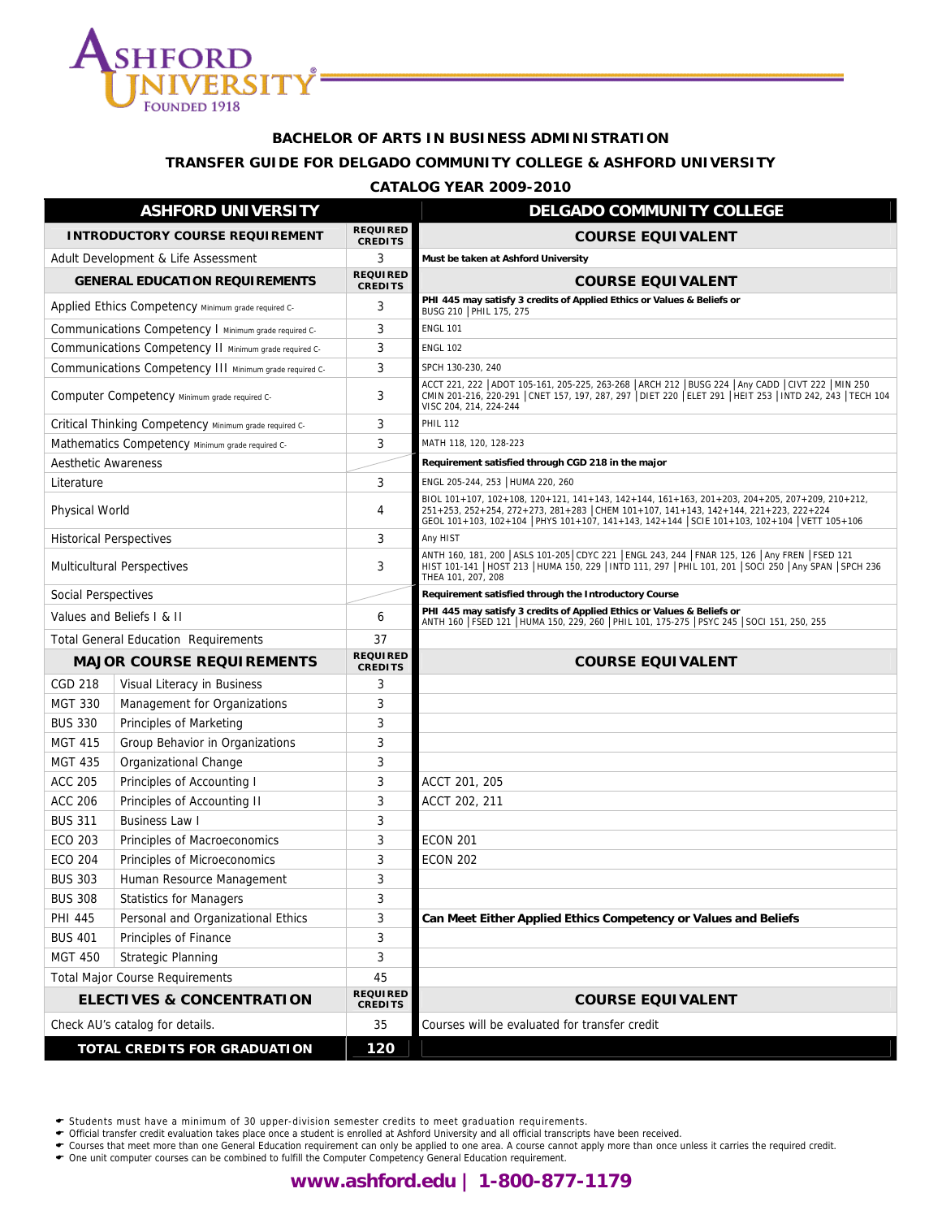**BACHELOR OF ARTS IN BUSINESS ADMINISTRATION**

**TRANSFER GUIDE FOR DELGADO COMMUNITY COLLEGE & ASHFORD UNIVERSITY**

**CATALOG YEAR 2009-2010**

| ASHFORD UNIVERSITY | | | DELGADO COMMUNITY COLLEGE |
|---|---|---|---|
| **INTRODUCTORY COURSE REQUIREMENT** | | **REQUIRED CREDITS** | **COURSE EQUIVALENT** |
| Adult Development & Life Assessment | | 3 | **Must be taken at Ashford University** |
| **GENERAL EDUCATION REQUIREMENTS** | | **REQUIRED CREDITS** | **COURSE EQUIVALENT** |
| Applied Ethics Competency Minimum grade required C- | | 3 | **PHI 445 may satisfy 3 credits of Applied Ethics or Values & Beliefs or** BUSG 210 \| PHIL 175, 275 |
| Communications Competency I Minimum grade required C- | | 3 | ENGL 101 |
| Communications Competency II Minimum grade required C- | | 3 | ENGL 102 |
| Communications Competency III Minimum grade required C- | | 3 | SPCH 130-230, 240 |
| Computer Competency Minimum grade required C- | | 3 | ACCT 221, 222 \| ADOT 105-161, 205-225, 263-268 \| ARCH 212 \| BUSG 224 \| Any CADD \| CIVT 222 \| MIN 250 CMIN 201-216, 220-291 \| CNET 157, 197, 287, 297 \| DIET 220 \| ELET 291 \| HEIT 253 \| INTD 242, 243 \| TECH 104 VISC 204, 214, 224-244 |
| Critical Thinking Competency Minimum grade required C- | | 3 | PHIL 112 |
| Mathematics Competency Minimum grade required C- | | 3 | MATH 118, 120, 128-223 |
| Aesthetic Awareness | | | **Requirement satisfied through CGD 218 in the major** |
| Literature | | 3 | ENGL 205-244, 253 \| HUMA 220, 260 |
| Physical World | | 4 | BIOL 101+107, 102+108, 120+121, 141+143, 142+144, 161+163, 201+203, 204+205, 207+209, 210+212, 251+253, 252+254, 272+273, 281+283 \| CHEM 101+107, 141+143, 142+144, 221+223, 222+224 GEOL 101+103, 102+104 \| PHYS 101+107, 141+143, 142+144 \| SCIE 101+103, 102+104 \| VETT 105+106 |
| Historical Perspectives | | 3 | Any HIST |
| Multicultural Perspectives | | 3 | ANTH 160, 181, 200 \| ASLS 101-205\| CDYC 221 \| ENGL 243, 244 \| FNAR 125, 126 \| Any FREN \| FSED 121 HIST 101-141 \| HOST 213 \| HUMA 150, 229 \| INTD 111, 297 \| PHIL 101, 201 \| SOCI 250 \| Any SPAN \| SPCH 236 THEA 101, 207, 208 |
| Social Perspectives | | | **Requirement satisfied through the Introductory Course** |
| Values and Beliefs I & II | | 6 | **PHI 445 may satisfy 3 credits of Applied Ethics or Values & Beliefs or** ANTH 160 \| FSED 121 \| HUMA 150, 229, 260 \| PHIL 101, 175-275 \| PSYC 245 \| SOCI 151, 250, 255 |
| Total General Education Requirements | | 37 | |
| **MAJOR COURSE REQUIREMENTS** | | **REQUIRED CREDITS** | **COURSE EQUIVALENT** |
| CGD 218 | Visual Literacy in Business | 3 | |
| MGT 330 | Management for Organizations | 3 | |
| BUS 330 | Principles of Marketing | 3 | |
| MGT 415 | Group Behavior in Organizations | 3 | |
| MGT 435 | Organizational Change | 3 | |
| ACC 205 | Principles of Accounting I | 3 | ACCT 201, 205 |
| ACC 206 | Principles of Accounting II | 3 | ACCT 202, 211 |
| BUS 311 | Business Law I | 3 | |
| ECO 203 | Principles of Macroeconomics | 3 | ECON 201 |
| ECO 204 | Principles of Microeconomics | 3 | ECON 202 |
| BUS 303 | Human Resource Management | 3 | |
| BUS 308 | Statistics for Managers | 3 | |
| PHI 445 | Personal and Organizational Ethics | 3 | **Can Meet Either Applied Ethics Competency or Values and Beliefs** |
| BUS 401 | Principles of Finance | 3 | |
| MGT 450 | Strategic Planning | 3 | |
| Total Major Course Requirements | | 45 | |
| **ELECTIVES & CONCENTRATION** | | **REQUIRED CREDITS** | **COURSE EQUIVALENT** |
| Check AU's catalog for details. | | 35 | Courses will be evaluated for transfer credit |
| **TOTAL CREDITS FOR GRADUATION** | | **120** | |

- Students must have a minimum of 30 upper-division semester credits to meet graduation requirements.
- Official transfer credit evaluation takes place once a student is enrolled at Ashford University and all official transcripts have been received.
- Courses that meet more than one General Education requirement can only be applied to one area. A course cannot apply more than once unless it carries the required credit.
- One unit computer courses can be combined to fulfill the Computer Competency General Education requirement.

**www.ashford.edu | 1-800-877-1179**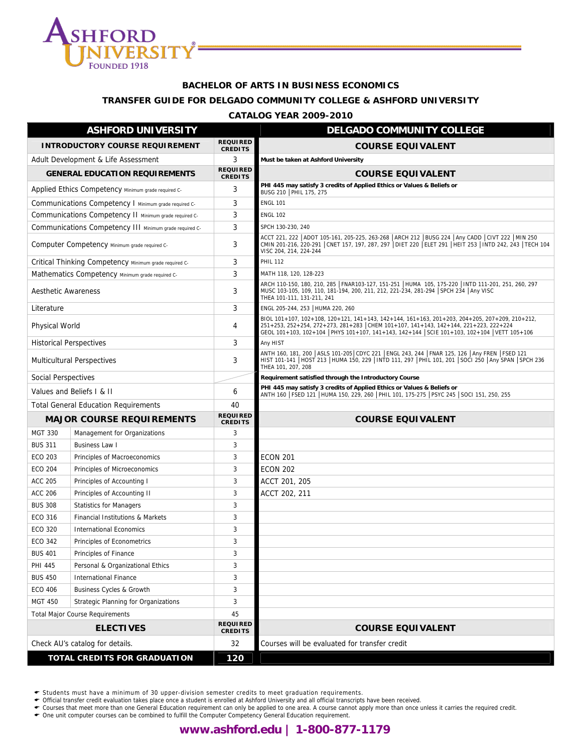ASHFORD UNIVERSITY
FOUNDED 1918

## BACHELOR OF ARTS IN BUSINESS ECONOMICS

## TRANSFER GUIDE FOR DELGADO COMMUNITY COLLEGE & ASHFORD UNIVERSITY

## CATALOG YEAR 2009-2010

| ASHFORD UNIVERSITY | | | DELGADO COMMUNITY COLLEGE |
|---|---|---|---|
| **INTRODUCTORY COURSE REQUIREMENT** | | **REQUIRED CREDITS** | **COURSE EQUIVALENT** |
| Adult Development & Life Assessment | | 3 | **Must be taken at Ashford University** |
| **GENERAL EDUCATION REQUIREMENTS** | | **REQUIRED CREDITS** | **COURSE EQUIVALENT** |
| Applied Ethics Competency Minimum grade required C- | | 3 | **PHI 445 may satisfy 3 credits of Applied Ethics or Values & Beliefs or** BUSG 210 \| PHIL 175, 275 |
| Communications Competency I Minimum grade required C- | | 3 | ENGL 101 |
| Communications Competency II Minimum grade required C- | | 3 | ENGL 102 |
| Communications Competency III Minimum grade required C- | | 3 | SPCH 130-230, 240 |
| Computer Competency Minimum grade required C- | | 3 | ACCT 221, 222 \| ADOT 105-161, 205-225, 263-268 \| ARCH 212 \| BUSG 224 \| Any CADD \| CIVT 222 \| MIN 250 CMIN 201-216, 220-291 \| CNET 157, 197, 287, 297 \| DIET 220 \| ELET 291 \| HEIT 253 \| INTD 242, 243 \| TECH 104 VISC 204, 214, 224-244 |
| Critical Thinking Competency Minimum grade required C- | | 3 | PHIL 112 |
| Mathematics Competency Minimum grade required C- | | 3 | MATH 118, 120, 128-223 |
| Aesthetic Awareness | | 3 | ARCH 110-150, 180, 210, 285 \| FNAR103-127, 151-251 \| HUMA 105, 175-220 \| INTD 111-201, 251, 260, 297 MUSC 103-105, 109, 110, 181-194, 200, 211, 212, 221-234, 281-294 \| SPCH 234 \| Any VISC THEA 101-111, 131-211, 241 |
| Literature | | 3 | ENGL 205-244, 253 \| HUMA 220, 260 |
| Physical World | | 4 | BIOL 101+107, 102+108, 120+121, 141+143, 142+144, 161+163, 201+203, 204+205, 207+209, 210+212, 251+253, 252+254, 272+273, 281+283 \| CHEM 101+107, 141+143, 142+144, 221+223, 222+224 GEOL 101+103, 102+104 \| PHYS 101+107, 141+143, 142+144 \| SCIE 101+103, 102+104 \| VETT 105+106 |
| Historical Perspectives | | 3 | Any HIST |
| Multicultural Perspectives | | 3 | ANTH 160, 181, 200 \| ASLS 101-205\| CDYC 221 \| ENGL 243, 244 \| FNAR 125, 126 \| Any FREN \| FSED 121 HIST 101-141 \| HOST 213 \| HUMA 150, 229 \| INTD 111, 297 \| PHIL 101, 201 \| SOCI 250 \| Any SPAN \| SPCH 236 THEA 101, 207, 208 |
| Social Perspectives | | | **Requirement satisfied through the Introductory Course** |
| Values and Beliefs I & II | | 6 | **PHI 445 may satisfy 3 credits of Applied Ethics or Values & Beliefs or** ANTH 160 \| FSED 121 \| HUMA 150, 229, 260 \| PHIL 101, 175-275 \| PSYC 245 \| SOCI 151, 250, 255 |
| Total General Education Requirements | | 40 | |
| **MAJOR COURSE REQUIREMENTS** | | **REQUIRED CREDITS** | **COURSE EQUIVALENT** |
| MGT 330 | Management for Organizations | 3 | |
| BUS 311 | Business Law I | 3 | |
| ECO 203 | Principles of Macroeconomics | 3 | ECON 201 |
| ECO 204 | Principles of Microeconomics | 3 | ECON 202 |
| ACC 205 | Principles of Accounting I | 3 | ACCT 201, 205 |
| ACC 206 | Principles of Accounting II | 3 | ACCT 202, 211 |
| BUS 308 | Statistics for Managers | 3 | |
| ECO 316 | Financial Institutions & Markets | 3 | |
| ECO 320 | International Economics | 3 | |
| ECO 342 | Principles of Econometrics | 3 | |
| BUS 401 | Principles of Finance | 3 | |
| PHI 445 | Personal & Organizational Ethics | 3 | |
| BUS 450 | International Finance | 3 | |
| ECO 406 | Business Cycles & Growth | 3 | |
| MGT 450 | Strategic Planning for Organizations | 3 | |
| Total Major Course Requirements | | 45 | |
| **ELECTIVES** | | **REQUIRED CREDITS** | **COURSE EQUIVALENT** |
| Check AU's catalog for details. | | 32 | Courses will be evaluated for transfer credit |
| **TOTAL CREDITS FOR GRADUATION** | | **120** | |

- Students must have a minimum of 30 upper-division semester credits to meet graduation requirements.
- Official transfer credit evaluation takes place once a student is enrolled at Ashford University and all official transcripts have been received.
- Courses that meet more than one General Education requirement can only be applied to one area. A course cannot apply more than once unless it carries the required credit.
- One unit computer courses can be combined to fulfill the Computer Competency General Education requirement.

**www.ashford.edu | 1-800-877-1179**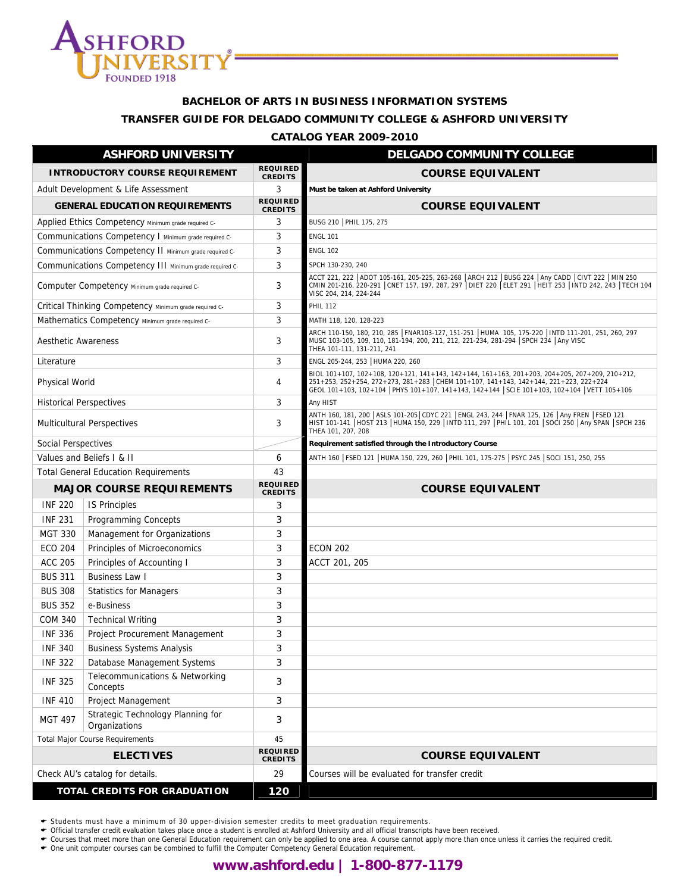# BACHELOR OF ARTS IN BUSINESS INFORMATION SYSTEMS

## TRANSFER GUIDE FOR DELGADO COMMUNITY COLLEGE & ASHFORD UNIVERSITY

### CATALOG YEAR 2009-2010

| ASHFORD UNIVERSITY | | | DELGADO COMMUNITY COLLEGE |
|---|---|---|---|
| **INTRODUCTORY COURSE REQUIREMENT** | | **REQUIRED CREDITS** | **COURSE EQUIVALENT** |
| Adult Development & Life Assessment | | 3 | **Must be taken at Ashford University** |
| **GENERAL EDUCATION REQUIREMENTS** | | **REQUIRED CREDITS** | **COURSE EQUIVALENT** |
| Applied Ethics Competency Minimum grade required C- | | 3 | BUSG 210 \| PHIL 175, 275 |
| Communications Competency I Minimum grade required C- | | 3 | ENGL 101 |
| Communications Competency II Minimum grade required C- | | 3 | ENGL 102 |
| Communications Competency III Minimum grade required C- | | 3 | SPCH 130-230, 240 |
| Computer Competency Minimum grade required C- | | 3 | ACCT 221, 222 \| ADOT 105-161, 205-225, 263-268 \| ARCH 212 \| BUSG 224 \| Any CADD \| CIVT 222 \| MIN 250 CMIN 201-216, 220-291 \| CNET 157, 197, 287, 297 \| DIET 220 \| ELET 291 \| HEIT 253 \| INTD 242, 243 \| TECH 104 VISC 204, 214, 224-244 |
| Critical Thinking Competency Minimum grade required C- | | 3 | PHIL 112 |
| Mathematics Competency Minimum grade required C- | | 3 | MATH 118, 120, 128-223 |
| Aesthetic Awareness | | 3 | ARCH 110-150, 180, 210, 285 \| FNAR103-127, 151-251 \| HUMA 105, 175-220 \| INTD 111-201, 251, 260, 297 MUSC 103-105, 109, 110, 181-194, 200, 211, 212, 221-234, 281-294 \| SPCH 234 \| Any VISC THEA 101-111, 131-211, 241 |
| Literature | | 3 | ENGL 205-244, 253 \| HUMA 220, 260 |
| Physical World | | 4 | BIOL 101+107, 102+108, 120+121, 141+143, 142+144, 161+163, 201+203, 204+205, 207+209, 210+212, 251+253, 252+254, 272+273, 281+283 \| CHEM 101+107, 141+143, 142+144, 221+223, 222+224 GEOL 101+103, 102+104 \| PHYS 101+107, 141+143, 142+144 \| SCIE 101+103, 102+104 \| VETT 105+106 |
| Historical Perspectives | | 3 | Any HIST |
| Multicultural Perspectives | | 3 | ANTH 160, 181, 200 \| ASLS 101-205\| CDYC 221 \| ENGL 243, 244 \| FNAR 125, 126 \| Any FREN \| FSED 121 HIST 101-141 \| HOST 213 \| HUMA 150, 229 \| INTD 111, 297 \| PHIL 101, 201 \| SOCI 250 \| Any SPAN \| SPCH 236 THEA 101, 207, 208 |
| Social Perspectives | | | **Requirement satisfied through the Introductory Course** |
| Values and Beliefs I & II | | 6 | ANTH 160 \| FSED 121 \| HUMA 150, 229, 260 \| PHIL 101, 175-275 \| PSYC 245 \| SOCI 151, 250, 255 |
| Total General Education Requirements | | 43 | |
| **MAJOR COURSE REQUIREMENTS** | | **REQUIRED CREDITS** | **COURSE EQUIVALENT** |
| INF 220 | IS Principles | 3 | |
| INF 231 | Programming Concepts | 3 | |
| MGT 330 | Management for Organizations | 3 | |
| ECO 204 | Principles of Microeconomics | 3 | ECON 202 |
| ACC 205 | Principles of Accounting I | 3 | ACCT 201, 205 |
| BUS 311 | Business Law I | 3 | |
| BUS 308 | Statistics for Managers | 3 | |
| BUS 352 | e-Business | 3 | |
| COM 340 | Technical Writing | 3 | |
| INF 336 | Project Procurement Management | 3 | |
| INF 340 | Business Systems Analysis | 3 | |
| INF 322 | Database Management Systems | 3 | |
| INF 325 | Telecommunications & Networking Concepts | 3 | |
| INF 410 | Project Management | 3 | |
| MGT 497 | Strategic Technology Planning for Organizations | 3 | |
| Total Major Course Requirements | | 45 | |
| **ELECTIVES** | | **REQUIRED CREDITS** | **COURSE EQUIVALENT** |
| Check AU's catalog for details. | | 29 | Courses will be evaluated for transfer credit |
| **TOTAL CREDITS FOR GRADUATION** | | **120** | |

- Students must have a minimum of 30 upper-division semester credits to meet graduation requirements.
- Official transfer credit evaluation takes place once a student is enrolled at Ashford University and all official transcripts have been received.
- Courses that meet more than one General Education requirement can only be applied to one area. A course cannot apply more than once unless it carries the required credit.
- One unit computer courses can be combined to fulfill the Computer Competency General Education requirement.

**www.ashford.edu | 1-800-877-1179**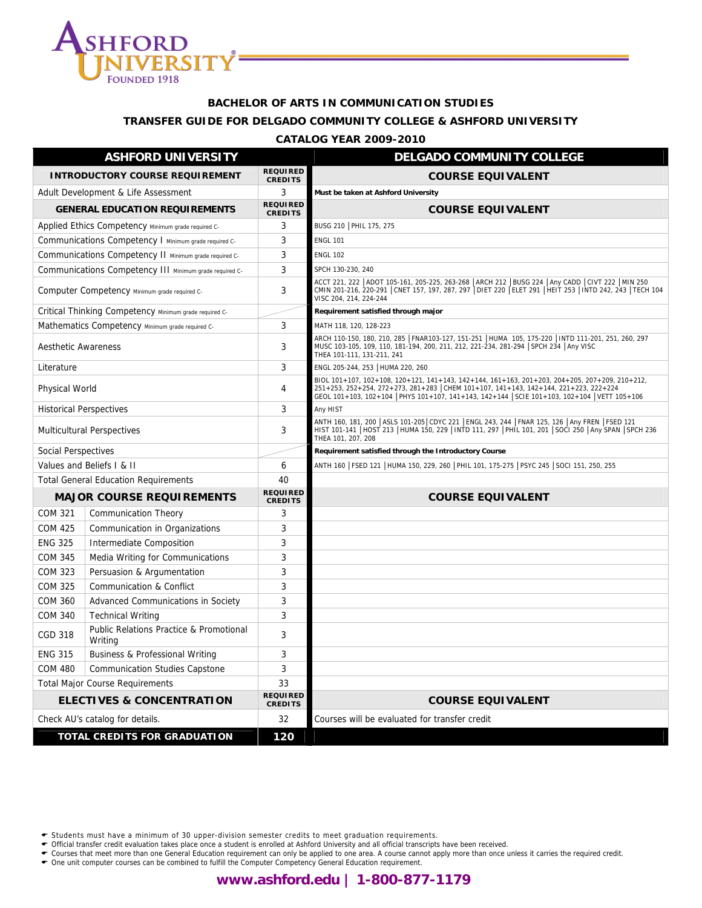ASHFORD UNIVERSITY
FOUNDED 1918

**BACHELOR OF ARTS IN COMMUNICATION STUDIES**

**TRANSFER GUIDE FOR DELGADO COMMUNITY COLLEGE & ASHFORD UNIVERSITY**

**CATALOG YEAR 2009-2010**

| ASHFORD UNIVERSITY | | | DELGADO COMMUNITY COLLEGE |
|---|---|---|---|
| **INTRODUCTORY COURSE REQUIREMENT** | | **REQUIRED CREDITS** | **COURSE EQUIVALENT** |
| Adult Development & Life Assessment | | 3 | **Must be taken at Ashford University** |
| **GENERAL EDUCATION REQUIREMENTS** | | **REQUIRED CREDITS** | **COURSE EQUIVALENT** |
| Applied Ethics Competency Minimum grade required C- | | 3 | BUSG 210 \| PHIL 175, 275 |
| Communications Competency I Minimum grade required C- | | 3 | ENGL 101 |
| Communications Competency II Minimum grade required C- | | 3 | ENGL 102 |
| Communications Competency III Minimum grade required C- | | 3 | SPCH 130-230, 240 |
| Computer Competency Minimum grade required C- | | 3 | ACCT 221, 222 \| ADOT 105-161, 205-225, 263-268 \| ARCH 212 \| BUSG 224 \| Any CADD \| CIVT 222 \| MIN 250 CMIN 201-216, 220-291 \| CNET 157, 197, 287, 297 \| DIET 220 \| ELET 291 \| HEIT 253 \| INTD 242, 243 \| TECH 104 VISC 204, 214, 224-244 |
| Critical Thinking Competency Minimum grade required C- | | | **Requirement satisfied through major** |
| Mathematics Competency Minimum grade required C- | | 3 | MATH 118, 120, 128-223 |
| Aesthetic Awareness | | 3 | ARCH 110-150, 180, 210, 285 \| FNAR103-127, 151-251 \| HUMA 105, 175-220 \| INTD 111-201, 251, 260, 297 MUSC 103-105, 109, 110, 181-194, 200, 211, 212, 221-234, 281-294 \| SPCH 234 \| Any VISC THEA 101-111, 131-211, 241 |
| Literature | | 3 | ENGL 205-244, 253 \| HUMA 220, 260 |
| Physical World | | 4 | BIOL 101+107, 102+108, 120+121, 141+143, 142+144, 161+163, 201+203, 204+205, 207+209, 210+212, 251+253, 252+254, 272+273, 281+283 \| CHEM 101+107, 141+143, 142+144, 221+223, 222+224 GEOL 101+103, 102+104 \| PHYS 101+107, 141+143, 142+144 \| SCIE 101+103, 102+104 \| VETT 105+106 |
| Historical Perspectives | | 3 | Any HIST |
| Multicultural Perspectives | | 3 | ANTH 160, 181, 200 \| ASLS 101-205\| CDYC 221 \| ENGL 243, 244 \| FNAR 125, 126 \| Any FREN \| FSED 121 HIST 101-141 \| HOST 213 \| HUMA 150, 229 \| INTD 111, 297 \| PHIL 101, 201 \| SOCI 250 \| Any SPAN \| SPCH 236 THEA 101, 207, 208 |
| Social Perspectives | | | **Requirement satisfied through the Introductory Course** |
| Values and Beliefs I & II | | 6 | ANTH 160 \| FSED 121 \| HUMA 150, 229, 260 \| PHIL 101, 175-275 \| PSYC 245 \| SOCI 151, 250, 255 |
| Total General Education Requirements | | 40 | |
| **MAJOR COURSE REQUIREMENTS** | | **REQUIRED CREDITS** | **COURSE EQUIVALENT** |
| COM 321 | Communication Theory | 3 | |
| COM 425 | Communication in Organizations | 3 | |
| ENG 325 | Intermediate Composition | 3 | |
| COM 345 | Media Writing for Communications | 3 | |
| COM 323 | Persuasion & Argumentation | 3 | |
| COM 325 | Communication & Conflict | 3 | |
| COM 360 | Advanced Communications in Society | 3 | |
| COM 340 | Technical Writing | 3 | |
| CGD 318 | Public Relations Practice & Promotional Writing | 3 | |
| ENG 315 | Business & Professional Writing | 3 | |
| COM 480 | Communication Studies Capstone | 3 | |
| Total Major Course Requirements | | 33 | |
| **ELECTIVES & CONCENTRATION** | | **REQUIRED CREDITS** | **COURSE EQUIVALENT** |
| Check AU's catalog for details. | | 32 | Courses will be evaluated for transfer credit |
| **TOTAL CREDITS FOR GRADUATION** | | **120** | |

- Students must have a minimum of 30 upper-division semester credits to meet graduation requirements.
- Official transfer credit evaluation takes place once a student is enrolled at Ashford University and all official transcripts have been received.
- Courses that meet more than one General Education requirement can only be applied to one area. A course cannot apply more than once unless it carries the required credit.
- One unit computer courses can be combined to fulfill the Computer Competency General Education requirement.

**www.ashford.edu | 1-800-877-1179**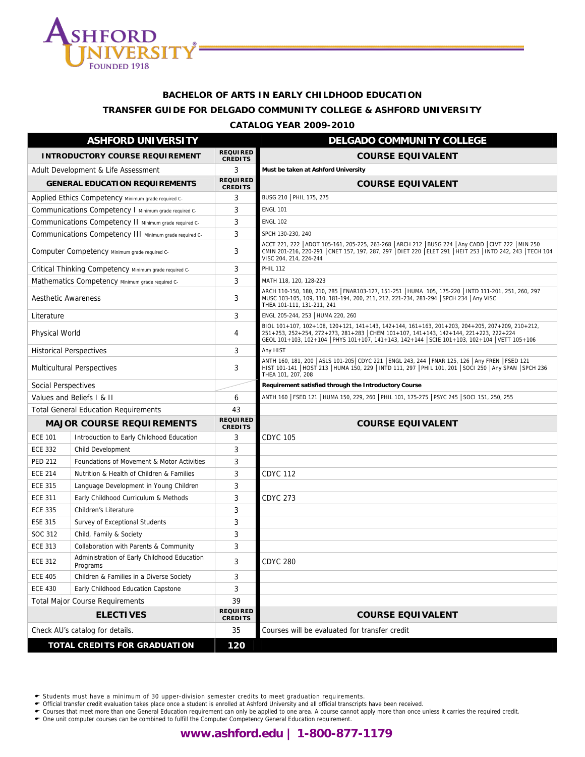ASHFORD UNIVERSITY FOUNDED 1918

# BACHELOR OF ARTS IN EARLY CHILDHOOD EDUCATION

## TRANSFER GUIDE FOR DELGADO COMMUNITY COLLEGE & ASHFORD UNIVERSITY

### CATALOG YEAR 2009-2010

| ASHFORD UNIVERSITY | | | DELGADO COMMUNITY COLLEGE |
|---|---|---|---|
| **INTRODUCTORY COURSE REQUIREMENT** | | **REQUIRED CREDITS** | **COURSE EQUIVALENT** |
| Adult Development & Life Assessment | | 3 | **Must be taken at Ashford University** |
| **GENERAL EDUCATION REQUIREMENTS** | | **REQUIRED CREDITS** | **COURSE EQUIVALENT** |
| Applied Ethics Competency Minimum grade required C- | | 3 | BUSG 210 \| PHIL 175, 275 |
| Communications Competency I Minimum grade required C- | | 3 | ENGL 101 |
| Communications Competency II Minimum grade required C- | | 3 | ENGL 102 |
| Communications Competency III Minimum grade required C- | | 3 | SPCH 130-230, 240 |
| Computer Competency Minimum grade required C- | | 3 | ACCT 221, 222 \| ADOT 105-161, 205-225, 263-268 \| ARCH 212 \| BUSG 224 \| Any CADD \| CIVT 222 \| MIN 250 CMIN 201-216, 220-291 \| CNET 157, 197, 287, 297 \| DIET 220 \| ELET 291 \| HEIT 253 \| INTD 242, 243 \| TECH 104 VISC 204, 214, 224-244 |
| Critical Thinking Competency Minimum grade required C- | | 3 | PHIL 112 |
| Mathematics Competency Minimum grade required C- | | 3 | MATH 118, 120, 128-223 |
| Aesthetic Awareness | | 3 | ARCH 110-150, 180, 210, 285 \| FNAR103-127, 151-251 \| HUMA 105, 175-220 \| INTD 111-201, 251, 260, 297 MUSC 103-105, 109, 110, 181-194, 200, 211, 212, 221-234, 281-294 \| SPCH 234 \| Any VISC THEA 101-111, 131-211, 241 |
| Literature | | 3 | ENGL 205-244, 253 \| HUMA 220, 260 |
| Physical World | | 4 | BIOL 101+107, 102+108, 120+121, 141+143, 142+144, 161+163, 201+203, 204+205, 207+209, 210+212, 251+253, 252+254, 272+273, 281+283 \| CHEM 101+107, 141+143, 142+144, 221+223, 222+224 GEOL 101+103, 102+104 \| PHYS 101+107, 141+143, 142+144 \| SCIE 101+103, 102+104 \| VETT 105+106 |
| Historical Perspectives | | 3 | Any HIST |
| Multicultural Perspectives | | 3 | ANTH 160, 181, 200 \| ASLS 101-205\| CDYC 221 \| ENGL 243, 244 \| FNAR 125, 126 \| Any FREN \| FSED 121 HIST 101-141 \| HOST 213 \| HUMA 150, 229 \| INTD 111, 297 \| PHIL 101, 201 \| SOCI 250 \| Any SPAN \| SPCH 236 THEA 101, 207, 208 |
| Social Perspectives | | | **Requirement satisfied through the Introductory Course** |
| Values and Beliefs I & II | | 6 | ANTH 160 \| FSED 121 \| HUMA 150, 229, 260 \| PHIL 101, 175-275 \| PSYC 245 \| SOCI 151, 250, 255 |
| Total General Education Requirements | | 43 | |
| **MAJOR COURSE REQUIREMENTS** | | **REQUIRED CREDITS** | **COURSE EQUIVALENT** |
| ECE 101 | Introduction to Early Childhood Education | 3 | CDYC 105 |
| ECE 332 | Child Development | 3 | |
| PED 212 | Foundations of Movement & Motor Activities | 3 | |
| ECE 214 | Nutrition & Health of Children & Families | 3 | CDYC 112 |
| ECE 315 | Language Development in Young Children | 3 | |
| ECE 311 | Early Childhood Curriculum & Methods | 3 | CDYC 273 |
| ECE 335 | Children's Literature | 3 | |
| ESE 315 | Survey of Exceptional Students | 3 | |
| SOC 312 | Child, Family & Society | 3 | |
| ECE 313 | Collaboration with Parents & Community | 3 | |
| ECE 312 | Administration of Early Childhood Education Programs | 3 | CDYC 280 |
| ECE 405 | Children & Families in a Diverse Society | 3 | |
| ECE 430 | Early Childhood Education Capstone | 3 | |
| Total Major Course Requirements | | 39 | |
| **ELECTIVES** | | **REQUIRED CREDITS** | **COURSE EQUIVALENT** |
| Check AU's catalog for details. | | 35 | Courses will be evaluated for transfer credit |
| **TOTAL CREDITS FOR GRADUATION** | | **120** | |

- Students must have a minimum of 30 upper-division semester credits to meet graduation requirements.
- Official transfer credit evaluation takes place once a student is enrolled at Ashford University and all official transcripts have been received.
- Courses that meet more than one General Education requirement can only be applied to one area. A course cannot apply more than once unless it carries the required credit.
- One unit computer courses can be combined to fulfill the Computer Competency General Education requirement.

**www.ashford.edu | 1-800-877-1179**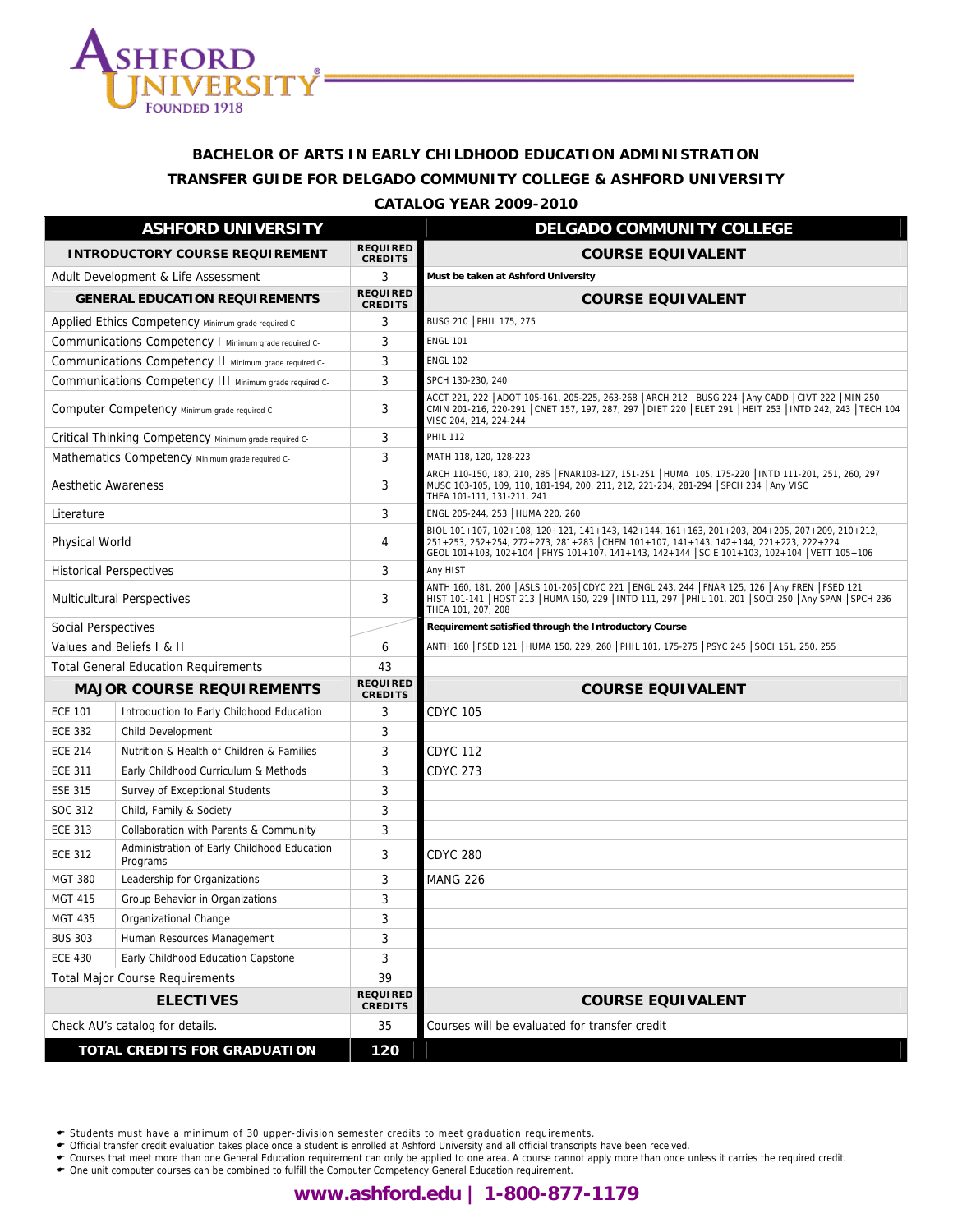# BACHELOR OF ARTS IN EARLY CHILDHOOD EDUCATION ADMINISTRATION
## TRANSFER GUIDE FOR DELGADO COMMUNITY COLLEGE & ASHFORD UNIVERSITY
### CATALOG YEAR 2009-2010

| ASHFORD UNIVERSITY | | | DELGADO COMMUNITY COLLEGE |
|---|---|---|---|
| **INTRODUCTORY COURSE REQUIREMENT** | | **REQUIRED CREDITS** | **COURSE EQUIVALENT** |
| Adult Development & Life Assessment | | 3 | **Must be taken at Ashford University** |
| **GENERAL EDUCATION REQUIREMENTS** | | **REQUIRED CREDITS** | **COURSE EQUIVALENT** |
| Applied Ethics Competency Minimum grade required C- | | 3 | BUSG 210 \| PHIL 175, 275 |
| Communications Competency I Minimum grade required C- | | 3 | ENGL 101 |
| Communications Competency II Minimum grade required C- | | 3 | ENGL 102 |
| Communications Competency III Minimum grade required C- | | 3 | SPCH 130-230, 240 |
| Computer Competency Minimum grade required C- | | 3 | ACCT 221, 222 \| ADOT 105-161, 205-225, 263-268 \| ARCH 212 \| BUSG 224 \| Any CADD \| CIVT 222 \| MIN 250 CMIN 201-216, 220-291 \| CNET 157, 197, 287, 297 \| DIET 220 \| ELET 291 \| HEIT 253 \| INTD 242, 243 \| TECH 104 VISC 204, 214, 224-244 |
| Critical Thinking Competency Minimum grade required C- | | 3 | PHIL 112 |
| Mathematics Competency Minimum grade required C- | | 3 | MATH 118, 120, 128-223 |
| Aesthetic Awareness | | 3 | ARCH 110-150, 180, 210, 285 \| FNAR103-127, 151-251 \| HUMA 105, 175-220 \| INTD 111-201, 251, 260, 297 MUSC 103-105, 109, 110, 181-194, 200, 211, 212, 221-234, 281-294 \| SPCH 234 \| Any VISC THEA 101-111, 131-211, 241 |
| Literature | | 3 | ENGL 205-244, 253 \| HUMA 220, 260 |
| Physical World | | 4 | BIOL 101+107, 102+108, 120+121, 141+143, 142+144, 161+163, 201+203, 204+205, 207+209, 210+212, 251+253, 252+254, 272+273, 281+283 \| CHEM 101+107, 141+143, 142+144, 221+223, 222+224 GEOL 101+103, 102+104 \| PHYS 101+107, 141+143, 142+144 \| SCIE 101+103, 102+104 \| VETT 105+106 |
| Historical Perspectives | | 3 | Any HIST |
| Multicultural Perspectives | | 3 | ANTH 160, 181, 200 \| ASLS 101-205\| CDYC 221 \| ENGL 243, 244 \| FNAR 125, 126 \| Any FREN \| FSED 121 HIST 101-141 \| HOST 213 \| HUMA 150, 229 \| INTD 111, 297 \| PHIL 101, 201 \| SOCI 250 \| Any SPAN \| SPCH 236 THEA 101, 207, 208 |
| Social Perspectives | | | **Requirement satisfied through the Introductory Course** |
| Values and Beliefs I & II | | 6 | ANTH 160 \| FSED 121 \| HUMA 150, 229, 260 \| PHIL 101, 175-275 \| PSYC 245 \| SOCI 151, 250, 255 |
| Total General Education Requirements | | 43 | |
| **MAJOR COURSE REQUIREMENTS** | | **REQUIRED CREDITS** | **COURSE EQUIVALENT** |
| ECE 101 | Introduction to Early Childhood Education | 3 | CDYC 105 |
| ECE 332 | Child Development | 3 | |
| ECE 214 | Nutrition & Health of Children & Families | 3 | CDYC 112 |
| ECE 311 | Early Childhood Curriculum & Methods | 3 | CDYC 273 |
| ESE 315 | Survey of Exceptional Students | 3 | |
| SOC 312 | Child, Family & Society | 3 | |
| ECE 313 | Collaboration with Parents & Community | 3 | |
| ECE 312 | Administration of Early Childhood Education Programs | 3 | CDYC 280 |
| MGT 380 | Leadership for Organizations | 3 | MANG 226 |
| MGT 415 | Group Behavior in Organizations | 3 | |
| MGT 435 | Organizational Change | 3 | |
| BUS 303 | Human Resources Management | 3 | |
| ECE 430 | Early Childhood Education Capstone | 3 | |
| Total Major Course Requirements | | 39 | |
| **ELECTIVES** | | **REQUIRED CREDITS** | **COURSE EQUIVALENT** |
| Check AU's catalog for details. | | 35 | Courses will be evaluated for transfer credit |
| **TOTAL CREDITS FOR GRADUATION** | | **120** | |

- Students must have a minimum of 30 upper-division semester credits to meet graduation requirements.
- Official transfer credit evaluation takes place once a student is enrolled at Ashford University and all official transcripts have been received.
- Courses that meet more than one General Education requirement can only be applied to one area. A course cannot apply more than once unless it carries the required credit.
- One unit computer courses can be combined to fulfill the Computer Competency General Education requirement.

**www.ashford.edu | 1-800-877-1179**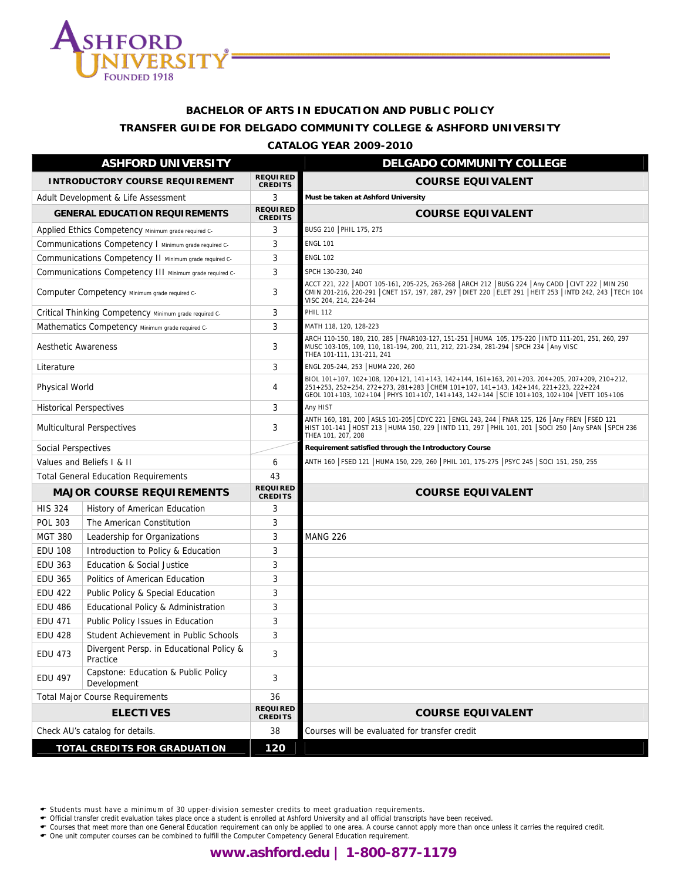ASHFORD UNIVERSITY
FOUNDED 1918

## BACHELOR OF ARTS IN EDUCATION AND PUBLIC POLICY

## TRANSFER GUIDE FOR DELGADO COMMUNITY COLLEGE & ASHFORD UNIVERSITY

## CATALOG YEAR 2009-2010

| ASHFORD UNIVERSITY | | | DELGADO COMMUNITY COLLEGE |
|---|---|---|---|
| **INTRODUCTORY COURSE REQUIREMENT** | | **REQUIRED CREDITS** | **COURSE EQUIVALENT** |
| Adult Development & Life Assessment | | 3 | **Must be taken at Ashford University** |
| **GENERAL EDUCATION REQUIREMENTS** | | **REQUIRED CREDITS** | **COURSE EQUIVALENT** |
| Applied Ethics Competency Minimum grade required C- | | 3 | BUSG 210 \| PHIL 175, 275 |
| Communications Competency I Minimum grade required C- | | 3 | ENGL 101 |
| Communications Competency II Minimum grade required C- | | 3 | ENGL 102 |
| Communications Competency III Minimum grade required C- | | 3 | SPCH 130-230, 240 |
| Computer Competency Minimum grade required C- | | 3 | ACCT 221, 222 \| ADOT 105-161, 205-225, 263-268 \| ARCH 212 \| BUSG 224 \| Any CADD \| CIVT 222 \| MIN 250 CMIN 201-216, 220-291 \| CNET 157, 197, 287, 297 \| DIET 220 \| ELET 291 \| HEIT 253 \| INTD 242, 243 \| TECH 104 VISC 204, 214, 224-244 |
| Critical Thinking Competency Minimum grade required C- | | 3 | PHIL 112 |
| Mathematics Competency Minimum grade required C- | | 3 | MATH 118, 120, 128-223 |
| Aesthetic Awareness | | 3 | ARCH 110-150, 180, 210, 285 \| FNAR103-127, 151-251 \| HUMA 105, 175-220 \| INTD 111-201, 251, 260, 297 MUSC 103-105, 109, 110, 181-194, 200, 211, 212, 221-234, 281-294 \| SPCH 234 \| Any VISC THEA 101-111, 131-211, 241 |
| Literature | | 3 | ENGL 205-244, 253 \| HUMA 220, 260 |
| Physical World | | 4 | BIOL 101+107, 102+108, 120+121, 141+143, 142+144, 161+163, 201+203, 204+205, 207+209, 210+212, 251+253, 252+254, 272+273, 281+283 \| CHEM 101+107, 141+143, 142+144, 221+223, 222+224 GEOL 101+103, 102+104 \| PHYS 101+107, 141+143, 142+144 \| SCIE 101+103, 102+104 \| VETT 105+106 |
| Historical Perspectives | | 3 | Any HIST |
| Multicultural Perspectives | | 3 | ANTH 160, 181, 200 \| ASLS 101-205 \| CDYC 221 \| ENGL 243, 244 \| FNAR 125, 126 \| Any FREN \| FSED 121 HIST 101-141 \| HOST 213 \| HUMA 150, 229 \| INTD 111, 297 \| PHIL 101, 201 \| SOCI 250 \| Any SPAN \| SPCH 236 THEA 101, 207, 208 |
| Social Perspectives | | | **Requirement satisfied through the Introductory Course** |
| Values and Beliefs I & II | | 6 | ANTH 160 \| FSED 121 \| HUMA 150, 229, 260 \| PHIL 101, 175-275 \| PSYC 245 \| SOCI 151, 250, 255 |
| Total General Education Requirements | | 43 | |
| **MAJOR COURSE REQUIREMENTS** | | **REQUIRED CREDITS** | **COURSE EQUIVALENT** |
| HIS 324 | History of American Education | 3 | |
| POL 303 | The American Constitution | 3 | |
| MGT 380 | Leadership for Organizations | 3 | MANG 226 |
| EDU 108 | Introduction to Policy & Education | 3 | |
| EDU 363 | Education & Social Justice | 3 | |
| EDU 365 | Politics of American Education | 3 | |
| EDU 422 | Public Policy & Special Education | 3 | |
| EDU 486 | Educational Policy & Administration | 3 | |
| EDU 471 | Public Policy Issues in Education | 3 | |
| EDU 428 | Student Achievement in Public Schools | 3 | |
| EDU 473 | Divergent Persp. in Educational Policy & Practice | 3 | |
| EDU 497 | Capstone: Education & Public Policy Development | 3 | |
| Total Major Course Requirements | | 36 | |
| **ELECTIVES** | | **REQUIRED CREDITS** | **COURSE EQUIVALENT** |
| Check AU's catalog for details. | | 38 | Courses will be evaluated for transfer credit |
| **TOTAL CREDITS FOR GRADUATION** | | **120** | |

- Students must have a minimum of 30 upper-division semester credits to meet graduation requirements.
- Official transfer credit evaluation takes place once a student is enrolled at Ashford University and all official transcripts have been received.
- Courses that meet more than one General Education requirement can only be applied to one area. A course cannot apply more than once unless it carries the required credit.
- One unit computer courses can be combined to fulfill the Computer Competency General Education requirement.

**www.ashford.edu | 1-800-877-1179**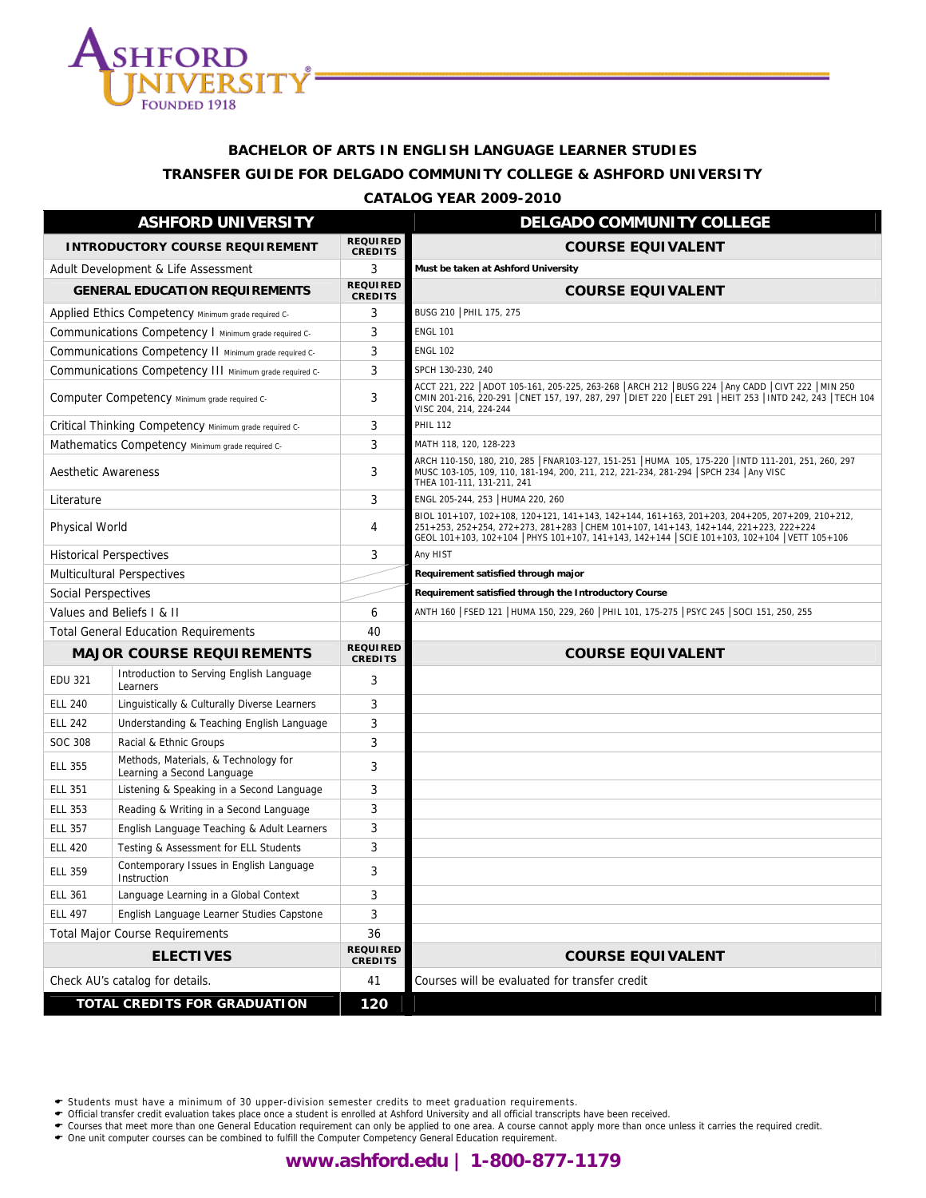# BACHELOR OF ARTS IN ENGLISH LANGUAGE LEARNER STUDIES

## TRANSFER GUIDE FOR DELGADO COMMUNITY COLLEGE & ASHFORD UNIVERSITY

### CATALOG YEAR 2009-2010

| ASHFORD UNIVERSITY | | | DELGADO COMMUNITY COLLEGE |
|---|---|---|---|
| **INTRODUCTORY COURSE REQUIREMENT** | | **REQUIRED CREDITS** | **COURSE EQUIVALENT** |
| Adult Development & Life Assessment | | 3 | **Must be taken at Ashford University** |
| **GENERAL EDUCATION REQUIREMENTS** | | **REQUIRED CREDITS** | **COURSE EQUIVALENT** |
| Applied Ethics Competency Minimum grade required C- | | 3 | BUSG 210 \| PHIL 175, 275 |
| Communications Competency I Minimum grade required C- | | 3 | ENGL 101 |
| Communications Competency II Minimum grade required C- | | 3 | ENGL 102 |
| Communications Competency III Minimum grade required C- | | 3 | SPCH 130-230, 240 |
| Computer Competency Minimum grade required C- | | 3 | ACCT 221, 222 \| ADOT 105-161, 205-225, 263-268 \| ARCH 212 \| BUSG 224 \| Any CADD \| CIVT 222 \| MIN 250 CMIN 201-216, 220-291 \| CNET 157, 197, 287, 297 \| DIET 220 \| ELET 291 \| HEIT 253 \| INTD 242, 243 \| TECH 104 VISC 204, 214, 224-244 |
| Critical Thinking Competency Minimum grade required C- | | 3 | PHIL 112 |
| Mathematics Competency Minimum grade required C- | | 3 | MATH 118, 120, 128-223 |
| Aesthetic Awareness | | 3 | ARCH 110-150, 180, 210, 285 \| FNAR103-127, 151-251 \| HUMA 105, 175-220 \| INTD 111-201, 251, 260, 297 MUSC 103-105, 109, 110, 181-194, 200, 211, 212, 221-234, 281-294 \| SPCH 234 \| Any VISC THEA 101-111, 131-211, 241 |
| Literature | | 3 | ENGL 205-244, 253 \| HUMA 220, 260 |
| Physical World | | 4 | BIOL 101+107, 102+108, 120+121, 141+143, 142+144, 161+163, 201+203, 204+205, 207+209, 210+212, 251+253, 252+254, 272+273, 281+283 \| CHEM 101+107, 141+143, 142+144, 221+223, 222+224 GEOL 101+103, 102+104 \| PHYS 101+107, 141+143, 142+144 \| SCIE 101+103, 102+104 \| VETT 105+106 |
| Historical Perspectives | | 3 | Any HIST |
| Multicultural Perspectives | | | **Requirement satisfied through major** |
| Social Perspectives | | | **Requirement satisfied through the Introductory Course** |
| Values and Beliefs I & II | | 6 | ANTH 160 \| FSED 121 \| HUMA 150, 229, 260 \| PHIL 101, 175-275 \| PSYC 245 \| SOCI 151, 250, 255 |
| Total General Education Requirements | | 40 | |
| **MAJOR COURSE REQUIREMENTS** | | **REQUIRED CREDITS** | **COURSE EQUIVALENT** |
| EDU 321 | Introduction to Serving English Language Learners | 3 | |
| ELL 240 | Linguistically & Culturally Diverse Learners | 3 | |
| ELL 242 | Understanding & Teaching English Language | 3 | |
| SOC 308 | Racial & Ethnic Groups | 3 | |
| ELL 355 | Methods, Materials, & Technology for Learning a Second Language | 3 | |
| ELL 351 | Listening & Speaking in a Second Language | 3 | |
| ELL 353 | Reading & Writing in a Second Language | 3 | |
| ELL 357 | English Language Teaching & Adult Learners | 3 | |
| ELL 420 | Testing & Assessment for ELL Students | 3 | |
| ELL 359 | Contemporary Issues in English Language Instruction | 3 | |
| ELL 361 | Language Learning in a Global Context | 3 | |
| ELL 497 | English Language Learner Studies Capstone | 3 | |
| Total Major Course Requirements | | 36 | |
| **ELECTIVES** | | **REQUIRED CREDITS** | **COURSE EQUIVALENT** |
| Check AU's catalog for details. | | 41 | Courses will be evaluated for transfer credit |
| **TOTAL CREDITS FOR GRADUATION** | | **120** | |

- Students must have a minimum of 30 upper-division semester credits to meet graduation requirements.
- Official transfer credit evaluation takes place once a student is enrolled at Ashford University and all official transcripts have been received.
- Courses that meet more than one General Education requirement can only be applied to one area. A course cannot apply more than once unless it carries the required credit.
- One unit computer courses can be combined to fulfill the Computer Competency General Education requirement.

**www.ashford.edu | 1-800-877-1179**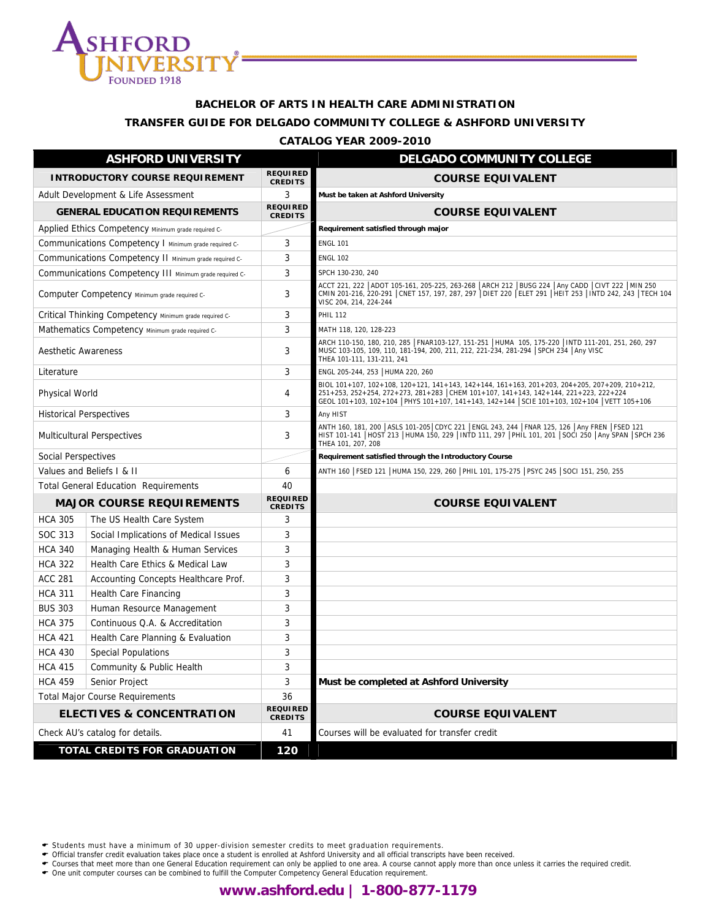# BACHELOR OF ARTS IN HEALTH CARE ADMINISTRATION

## TRANSFER GUIDE FOR DELGADO COMMUNITY COLLEGE & ASHFORD UNIVERSITY

### CATALOG YEAR 2009-2010

| ASHFORD UNIVERSITY | | | DELGADO COMMUNITY COLLEGE |
|---|---|---|---|
| **INTRODUCTORY COURSE REQUIREMENT** | | **REQUIRED CREDITS** | **COURSE EQUIVALENT** |
| Adult Development & Life Assessment | | 3 | **Must be taken at Ashford University** |
| **GENERAL EDUCATION REQUIREMENTS** | | **REQUIRED CREDITS** | **COURSE EQUIVALENT** |
| Applied Ethics Competency Minimum grade required C- | | | **Requirement satisfied through major** |
| Communications Competency I Minimum grade required C- | | 3 | ENGL 101 |
| Communications Competency II Minimum grade required C- | | 3 | ENGL 102 |
| Communications Competency III Minimum grade required C- | | 3 | SPCH 130-230, 240 |
| Computer Competency Minimum grade required C- | | 3 | ACCT 221, 222 \| ADOT 105-161, 205-225, 263-268 \| ARCH 212 \| BUSG 224 \| Any CADD \| CIVT 222 \| MIN 250 CMIN 201-216, 220-291 \| CNET 157, 197, 287, 297 \| DIET 220 \| ELET 291 \| HEIT 253 \| INTD 242, 243 \| TECH 104 VISC 204, 214, 224-244 |
| Critical Thinking Competency Minimum grade required C- | | 3 | PHIL 112 |
| Mathematics Competency Minimum grade required C- | | 3 | MATH 118, 120, 128-223 |
| Aesthetic Awareness | | 3 | ARCH 110-150, 180, 210, 285 \| FNAR103-127, 151-251 \| HUMA 105, 175-220 \| INTD 111-201, 251, 260, 297 MUSC 103-105, 109, 110, 181-194, 200, 211, 212, 221-234, 281-294 \| SPCH 234 \| Any VISC THEA 101-111, 131-211, 241 |
| Literature | | 3 | ENGL 205-244, 253 \| HUMA 220, 260 |
| Physical World | | 4 | BIOL 101+107, 102+108, 120+121, 141+143, 142+144, 161+163, 201+203, 204+205, 207+209, 210+212, 251+253, 252+254, 272+273, 281+283 \| CHEM 101+107, 141+143, 142+144, 221+223, 222+224 GEOL 101+103, 102+104 \| PHYS 101+107, 141+143, 142+144 \| SCIE 101+103, 102+104 \| VETT 105+106 |
| Historical Perspectives | | 3 | Any HIST |
| Multicultural Perspectives | | 3 | ANTH 160, 181, 200 \| ASLS 101-205\| CDYC 221 \| ENGL 243, 244 \| FNAR 125, 126 \| Any FREN \| FSED 121 HIST 101-141 \| HOST 213 \| HUMA 150, 229 \| INTD 111, 297 \| PHIL 101, 201 \| SOCI 250 \| Any SPAN \| SPCH 236 THEA 101, 207, 208 |
| Social Perspectives | | | **Requirement satisfied through the Introductory Course** |
| Values and Beliefs I & II | | 6 | ANTH 160 \| FSED 121 \| HUMA 150, 229, 260 \| PHIL 101, 175-275 \| PSYC 245 \| SOCI 151, 250, 255 |
| Total General Education Requirements | | 40 | |
| **MAJOR COURSE REQUIREMENTS** | | **REQUIRED CREDITS** | **COURSE EQUIVALENT** |
| HCA 305 | The US Health Care System | 3 | |
| SOC 313 | Social Implications of Medical Issues | 3 | |
| HCA 340 | Managing Health & Human Services | 3 | |
| HCA 322 | Health Care Ethics & Medical Law | 3 | |
| ACC 281 | Accounting Concepts Healthcare Prof. | 3 | |
| HCA 311 | Health Care Financing | 3 | |
| BUS 303 | Human Resource Management | 3 | |
| HCA 375 | Continuous Q.A. & Accreditation | 3 | |
| HCA 421 | Health Care Planning & Evaluation | 3 | |
| HCA 430 | Special Populations | 3 | |
| HCA 415 | Community & Public Health | 3 | |
| HCA 459 | Senior Project | 3 | **Must be completed at Ashford University** |
| Total Major Course Requirements | | 36 | |
| **ELECTIVES & CONCENTRATION** | | **REQUIRED CREDITS** | **COURSE EQUIVALENT** |
| Check AU's catalog for details. | | 41 | Courses will be evaluated for transfer credit |
| **TOTAL CREDITS FOR GRADUATION** | | **120** | |

- Students must have a minimum of 30 upper-division semester credits to meet graduation requirements.
- Official transfer credit evaluation takes place once a student is enrolled at Ashford University and all official transcripts have been received.
- Courses that meet more than one General Education requirement can only be applied to one area. A course cannot apply more than once unless it carries the required credit.
- One unit computer courses can be combined to fulfill the Computer Competency General Education requirement.

**www.ashford.edu | 1-800-877-1179**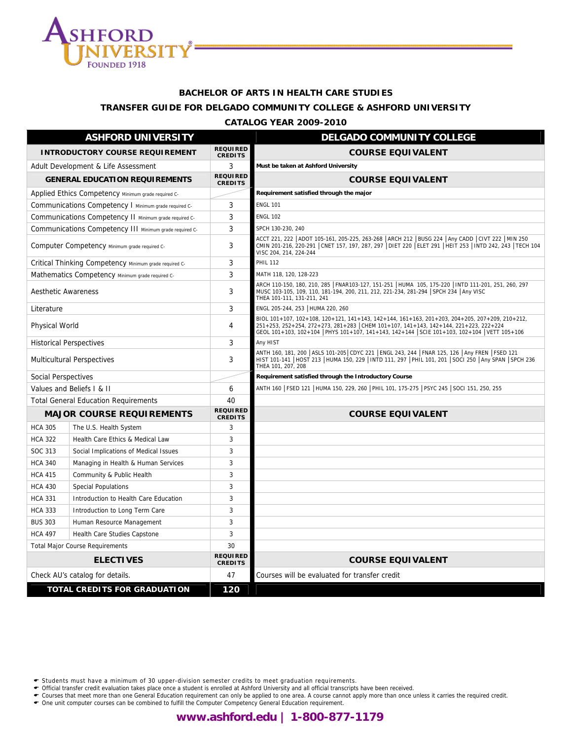## BACHELOR OF ARTS IN HEALTH CARE STUDIES

## TRANSFER GUIDE FOR DELGADO COMMUNITY COLLEGE & ASHFORD UNIVERSITY

## CATALOG YEAR 2009-2010

| ASHFORD UNIVERSITY | | | DELGADO COMMUNITY COLLEGE |
|---|---|---|---|
| **INTRODUCTORY COURSE REQUIREMENT** | | **REQUIRED CREDITS** | **COURSE EQUIVALENT** |
| Adult Development & Life Assessment | | 3 | **Must be taken at Ashford University** |
| **GENERAL EDUCATION REQUIREMENTS** | | **REQUIRED CREDITS** | **COURSE EQUIVALENT** |
| Applied Ethics Competency Minimum grade required C- | | | **Requirement satisfied through the major** |
| Communications Competency I Minimum grade required C- | | 3 | ENGL 101 |
| Communications Competency II Minimum grade required C- | | 3 | ENGL 102 |
| Communications Competency III Minimum grade required C- | | 3 | SPCH 130-230, 240 |
| Computer Competency Minimum grade required C- | | 3 | ACCT 221, 222 \| ADOT 105-161, 205-225, 263-268 \| ARCH 212 \| BUSG 224 \| Any CADD \| CIVT 222 \| MIN 250 CMIN 201-216, 220-291 \| CNET 157, 197, 287, 297 \| DIET 220 \| ELET 291 \| HEIT 253 \| INTD 242, 243 \| TECH 104 VISC 204, 214, 224-244 |
| Critical Thinking Competency Minimum grade required C- | | 3 | PHIL 112 |
| Mathematics Competency Minimum grade required C- | | 3 | MATH 118, 120, 128-223 |
| Aesthetic Awareness | | 3 | ARCH 110-150, 180, 210, 285 \| FNAR103-127, 151-251 \| HUMA 105, 175-220 \| INTD 111-201, 251, 260, 297 MUSC 103-105, 109, 110, 181-194, 200, 211, 212, 221-234, 281-294 \| SPCH 234 \| Any VISC THEA 101-111, 131-211, 241 |
| Literature | | 3 | ENGL 205-244, 253 \| HUMA 220, 260 |
| Physical World | | 4 | BIOL 101+107, 102+108, 120+121, 141+143, 142+144, 161+163, 201+203, 204+205, 207+209, 210+212, 251+253, 252+254, 272+273, 281+283 \| CHEM 101+107, 141+143, 142+144, 221+223, 222+224 GEOL 101+103, 102+104 \| PHYS 101+107, 141+143, 142+144 \| SCIE 101+103, 102+104 \| VETT 105+106 |
| Historical Perspectives | | 3 | Any HIST |
| Multicultural Perspectives | | 3 | ANTH 160, 181, 200 \| ASLS 101-205 \| CDYC 221 \| ENGL 243, 244 \| FNAR 125, 126 \| Any FREN \| FSED 121 HIST 101-141 \| HOST 213 \| HUMA 150, 229 \| INTD 111, 297 \| PHIL 101, 201 \| SOCI 250 \| Any SPAN \| SPCH 236 THEA 101, 207, 208 |
| Social Perspectives | | | **Requirement satisfied through the Introductory Course** |
| Values and Beliefs I & II | | 6 | ANTH 160 \| FSED 121 \| HUMA 150, 229, 260 \| PHIL 101, 175-275 \| PSYC 245 \| SOCI 151, 250, 255 |
| Total General Education Requirements | | 40 | |
| **MAJOR COURSE REQUIREMENTS** | | **REQUIRED CREDITS** | **COURSE EQUIVALENT** |
| HCA 305 | The U.S. Health System | 3 | |
| HCA 322 | Health Care Ethics & Medical Law | 3 | |
| SOC 313 | Social Implications of Medical Issues | 3 | |
| HCA 340 | Managing in Health & Human Services | 3 | |
| HCA 415 | Community & Public Health | 3 | |
| HCA 430 | Special Populations | 3 | |
| HCA 331 | Introduction to Health Care Education | 3 | |
| HCA 333 | Introduction to Long Term Care | 3 | |
| BUS 303 | Human Resource Management | 3 | |
| HCA 497 | Health Care Studies Capstone | 3 | |
| Total Major Course Requirements | | 30 | |
| **ELECTIVES** | | **REQUIRED CREDITS** | **COURSE EQUIVALENT** |
| Check AU's catalog for details. | | 47 | Courses will be evaluated for transfer credit |
| **TOTAL CREDITS FOR GRADUATION** | | **120** | |

- Students must have a minimum of 30 upper-division semester credits to meet graduation requirements.
- Official transfer credit evaluation takes place once a student is enrolled at Ashford University and all official transcripts have been received.
- Courses that meet more than one General Education requirement can only be applied to one area. A course cannot apply more than once unless it carries the required credit.
- One unit computer courses can be combined to fulfill the Computer Competency General Education requirement.

**www.ashford.edu | 1-800-877-1179**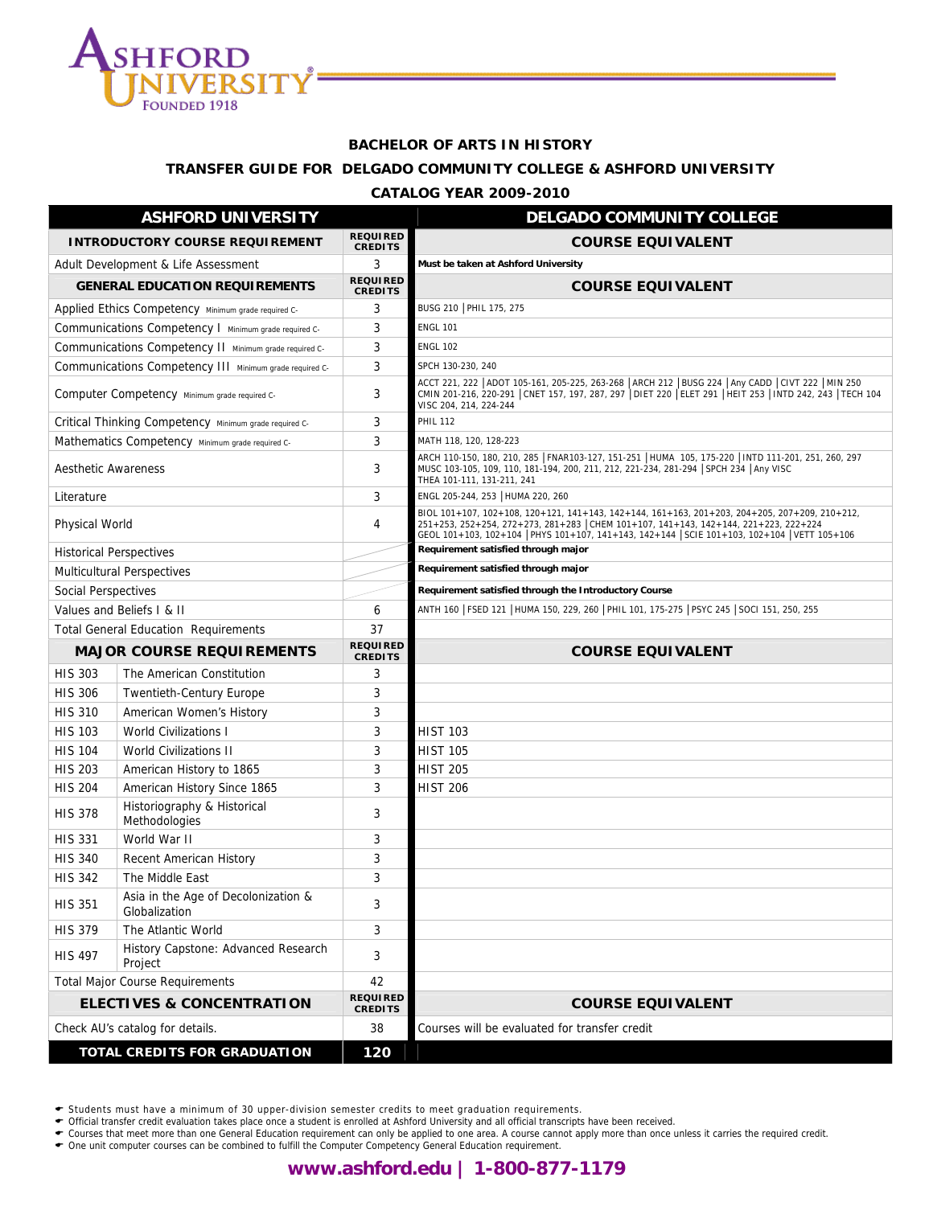# BACHELOR OF ARTS IN HISTORY

## TRANSFER GUIDE FOR DELGADO COMMUNITY COLLEGE & ASHFORD UNIVERSITY

### CATALOG YEAR 2009-2010

| ASHFORD UNIVERSITY | | | DELGADO COMMUNITY COLLEGE |
|---|---|---|---|
| **INTRODUCTORY COURSE REQUIREMENT** | | **REQUIRED CREDITS** | **COURSE EQUIVALENT** |
| Adult Development & Life Assessment | | 3 | Must be taken at Ashford University |
| **GENERAL EDUCATION REQUIREMENTS** | | **REQUIRED CREDITS** | **COURSE EQUIVALENT** |
| Applied Ethics Competency Minimum grade required C- | | 3 | BUSG 210 \| PHIL 175, 275 |
| Communications Competency I Minimum grade required C- | | 3 | ENGL 101 |
| Communications Competency II Minimum grade required C- | | 3 | ENGL 102 |
| Communications Competency III Minimum grade required C- | | 3 | SPCH 130-230, 240 |
| Computer Competency Minimum grade required C- | | 3 | ACCT 221, 222 \| ADOT 105-161, 205-225, 263-268 \| ARCH 212 \| BUSG 224 \| Any CADD \| CIVT 222 \| MIN 250 CMIN 201-216, 220-291 \| CNET 157, 197, 287, 297 \| DIET 220 \| ELET 291 \| HEIT 253 \| INTD 242, 243 \| TECH 104 VISC 204, 214, 224-244 |
| Critical Thinking Competency Minimum grade required C- | | 3 | PHIL 112 |
| Mathematics Competency Minimum grade required C- | | 3 | MATH 118, 120, 128-223 |
| Aesthetic Awareness | | 3 | ARCH 110-150, 180, 210, 285 \| FNAR103-127, 151-251 \| HUMA 105, 175-220 \| INTD 111-201, 251, 260, 297 MUSC 103-105, 109, 110, 181-194, 200, 211, 212, 221-234, 281-294 \| SPCH 234 \| Any VISC THEA 101-111, 131-211, 241 |
| Literature | | 3 | ENGL 205-244, 253 \| HUMA 220, 260 |
| Physical World | | 4 | BIOL 101+107, 102+108, 120+121, 141+143, 142+144, 161+163, 201+203, 204+205, 207+209, 210+212, 251+253, 252+254, 272+273, 281+283 \| CHEM 101+107, 141+143, 142+144, 221+223, 222+224 GEOL 101+103, 102+104 \| PHYS 101+107, 141+143, 142+144 \| SCIE 101+103, 102+104 \| VETT 105+106 |
| Historical Perspectives | | | Requirement satisfied through major |
| Multicultural Perspectives | | | Requirement satisfied through major |
| Social Perspectives | | | Requirement satisfied through the Introductory Course |
| Values and Beliefs I & II | | 6 | ANTH 160 \| FSED 121 \| HUMA 150, 229, 260 \| PHIL 101, 175-275 \| PSYC 245 \| SOCI 151, 250, 255 |
| Total General Education Requirements | | 37 | |
| **MAJOR COURSE REQUIREMENTS** | | **REQUIRED CREDITS** | **COURSE EQUIVALENT** |
| HIS 303 | The American Constitution | 3 | |
| HIS 306 | Twentieth-Century Europe | 3 | |
| HIS 310 | American Women's History | 3 | |
| HIS 103 | World Civilizations I | 3 | HIST 103 |
| HIS 104 | World Civilizations II | 3 | HIST 105 |
| HIS 203 | American History to 1865 | 3 | HIST 205 |
| HIS 204 | American History Since 1865 | 3 | HIST 206 |
| HIS 378 | Historiography & Historical Methodologies | 3 | |
| HIS 331 | World War II | 3 | |
| HIS 340 | Recent American History | 3 | |
| HIS 342 | The Middle East | 3 | |
| HIS 351 | Asia in the Age of Decolonization & Globalization | 3 | |
| HIS 379 | The Atlantic World | 3 | |
| HIS 497 | History Capstone: Advanced Research Project | 3 | |
| Total Major Course Requirements | | 42 | |
| **ELECTIVES & CONCENTRATION** | | **REQUIRED CREDITS** | **COURSE EQUIVALENT** |
| Check AU's catalog for details. | | 38 | Courses will be evaluated for transfer credit |
| **TOTAL CREDITS FOR GRADUATION** | | **120** | |

- Students must have a minimum of 30 upper-division semester credits to meet graduation requirements.
- Official transfer credit evaluation takes place once a student is enrolled at Ashford University and all official transcripts have been received.
- Courses that meet more than one General Education requirement can only be applied to one area. A course cannot apply more than once unless it carries the required credit.
- One unit computer courses can be combined to fulfill the Computer Competency General Education requirement.

**www.ashford.edu | 1-800-877-1179**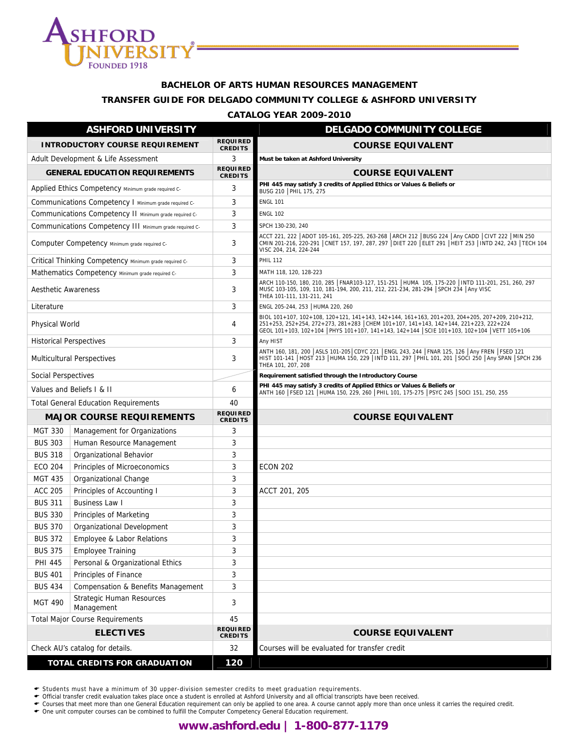**BACHELOR OF ARTS HUMAN RESOURCES MANAGEMENT**

**TRANSFER GUIDE FOR DELGADO COMMUNITY COLLEGE & ASHFORD UNIVERSITY**

**CATALOG YEAR 2009-2010**

| ASHFORD UNIVERSITY | | | DELGADO COMMUNITY COLLEGE |
|---|---|---|---|
| **INTRODUCTORY COURSE REQUIREMENT** | | **REQUIRED CREDITS** | **COURSE EQUIVALENT** |
| Adult Development & Life Assessment | | 3 | **Must be taken at Ashford University** |
| **GENERAL EDUCATION REQUIREMENTS** | | **REQUIRED CREDITS** | **COURSE EQUIVALENT** |
| Applied Ethics Competency Minimum grade required C- | | 3 | **PHI 445 may satisfy 3 credits of Applied Ethics or Values & Beliefs or** BUSG 210 \| PHIL 175, 275 |
| Communications Competency I Minimum grade required C- | | 3 | ENGL 101 |
| Communications Competency II Minimum grade required C- | | 3 | ENGL 102 |
| Communications Competency III Minimum grade required C- | | 3 | SPCH 130-230, 240 |
| Computer Competency Minimum grade required C- | | 3 | ACCT 221, 222 \| ADOT 105-161, 205-225, 263-268 \| ARCH 212 \| BUSG 224 \| Any CADD \| CIVT 222 \| MIN 250 CMIN 201-216, 220-291 \| CNET 157, 197, 287, 297 \| DIET 220 \| ELET 291 \| HEIT 253 \| INTD 242, 243 \| TECH 104 VISC 204, 214, 224-244 |
| Critical Thinking Competency Minimum grade required C- | | 3 | PHIL 112 |
| Mathematics Competency Minimum grade required C- | | 3 | MATH 118, 120, 128-223 |
| Aesthetic Awareness | | 3 | ARCH 110-150, 180, 210, 285 \| FNAR103-127, 151-251 \| HUMA 105, 175-220 \| INTD 111-201, 251, 260, 297 MUSC 103-105, 109, 110, 181-194, 200, 211, 212, 221-234, 281-294 \| SPCH 234 \| Any VISC THEA 101-111, 131-211, 241 |
| Literature | | 3 | ENGL 205-244, 253 \| HUMA 220, 260 |
| Physical World | | 4 | BIOL 101+107, 102+108, 120+121, 141+143, 142+144, 161+163, 201+203, 204+205, 207+209, 210+212, 251+253, 252+254, 272+273, 281+283 \| CHEM 101+107, 141+143, 142+144, 221+223, 222+224 GEOL 101+103, 102+104 \| PHYS 101+107, 141+143, 142+144 \| SCIE 101+103, 102+104 \| VETT 105+106 |
| Historical Perspectives | | 3 | Any HIST |
| Multicultural Perspectives | | 3 | ANTH 160, 181, 200 \| ASLS 101-205\| CDYC 221 \| ENGL 243, 244 \| FNAR 125, 126 \| Any FREN \| FSED 121 HIST 101-141 \| HOST 213 \| HUMA 150, 229 \| INTD 111, 297 \| PHIL 101, 201 \| SOCI 250 \| Any SPAN \| SPCH 236 THEA 101, 207, 208 |
| Social Perspectives | | | **Requirement satisfied through the Introductory Course** |
| Values and Beliefs I & II | | 6 | **PHI 445 may satisfy 3 credits of Applied Ethics or Values & Beliefs or** ANTH 160 \| FSED 121 \| HUMA 150, 229, 260 \| PHIL 101, 175-275 \| PSYC 245 \| SOCI 151, 250, 255 |
| Total General Education Requirements | | 40 | |
| **MAJOR COURSE REQUIREMENTS** | | **REQUIRED CREDITS** | **COURSE EQUIVALENT** |
| MGT 330 | Management for Organizations | 3 | |
| BUS 303 | Human Resource Management | 3 | |
| BUS 318 | Organizational Behavior | 3 | |
| ECO 204 | Principles of Microeconomics | 3 | ECON 202 |
| MGT 435 | Organizational Change | 3 | |
| ACC 205 | Principles of Accounting I | 3 | ACCT 201, 205 |
| BUS 311 | Business Law I | 3 | |
| BUS 330 | Principles of Marketing | 3 | |
| BUS 370 | Organizational Development | 3 | |
| BUS 372 | Employee & Labor Relations | 3 | |
| BUS 375 | Employee Training | 3 | |
| PHI 445 | Personal & Organizational Ethics | 3 | |
| BUS 401 | Principles of Finance | 3 | |
| BUS 434 | Compensation & Benefits Management | 3 | |
| MGT 490 | Strategic Human Resources Management | 3 | |
| Total Major Course Requirements | | 45 | |
| **ELECTIVES** | | **REQUIRED CREDITS** | **COURSE EQUIVALENT** |
| Check AU's catalog for details. | | 32 | Courses will be evaluated for transfer credit |
| **TOTAL CREDITS FOR GRADUATION** | | **120** | |

- Students must have a minimum of 30 upper-division semester credits to meet graduation requirements.
- Official transfer credit evaluation takes place once a student is enrolled at Ashford University and all official transcripts have been received.
- Courses that meet more than one General Education requirement can only be applied to one area. A course cannot apply more than once unless it carries the required credit.
- One unit computer courses can be combined to fulfill the Computer Competency General Education requirement.

**www.ashford.edu | 1-800-877-1179**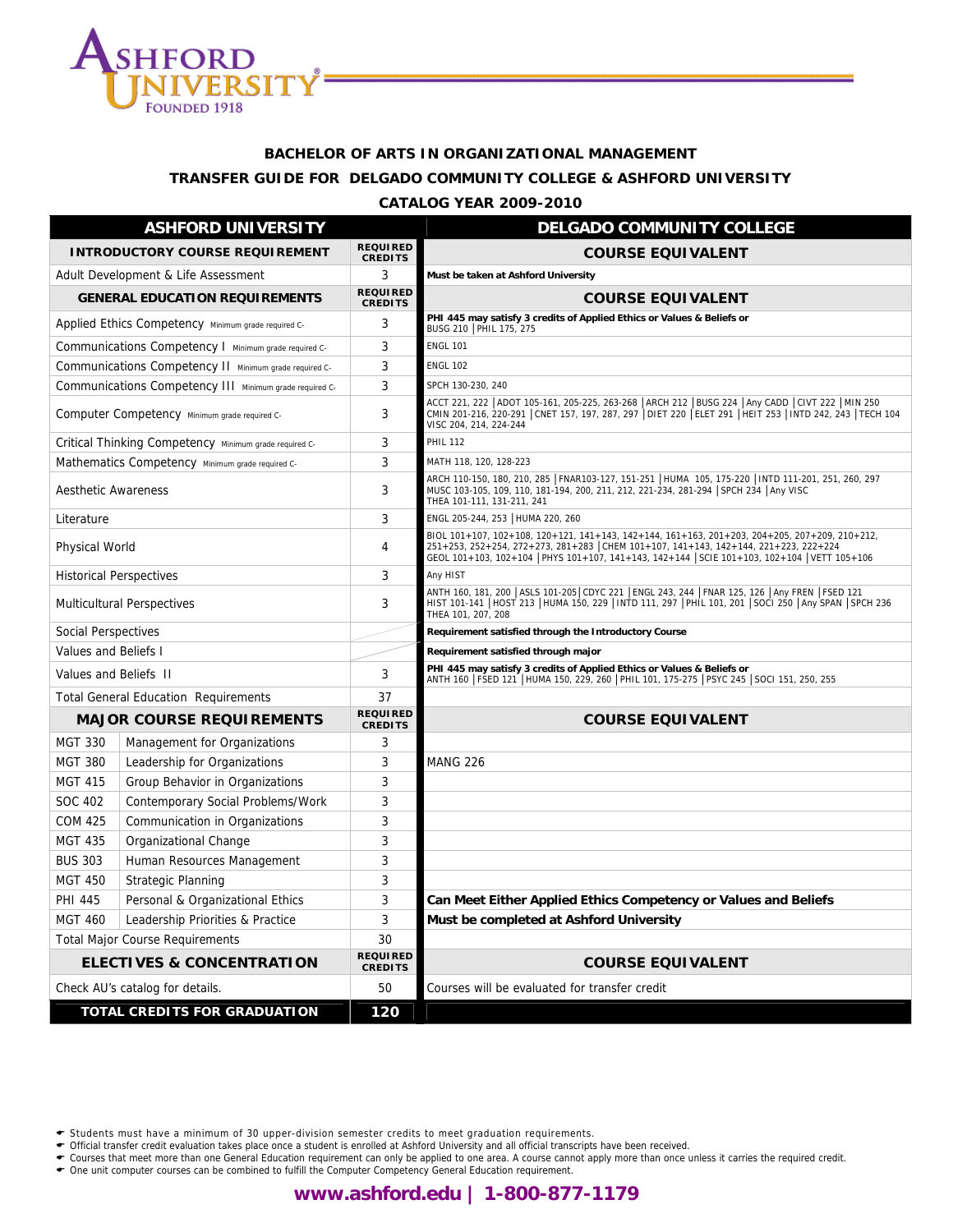ASHFORD UNIVERSITY
FOUNDED 1918

## BACHELOR OF ARTS IN ORGANIZATIONAL MANAGEMENT

## TRANSFER GUIDE FOR DELGADO COMMUNITY COLLEGE & ASHFORD UNIVERSITY

## CATALOG YEAR 2009-2010

| ASHFORD UNIVERSITY | | | DELGADO COMMUNITY COLLEGE |
|---|---|---|---|
| **INTRODUCTORY COURSE REQUIREMENT** | | **REQUIRED CREDITS** | **COURSE EQUIVALENT** |
| Adult Development & Life Assessment | | 3 | **Must be taken at Ashford University** |
| **GENERAL EDUCATION REQUIREMENTS** | | **REQUIRED CREDITS** | **COURSE EQUIVALENT** |
| Applied Ethics Competency Minimum grade required C- | | 3 | **PHI 445 may satisfy 3 credits of Applied Ethics or Values & Beliefs or** BUSG 210 \| PHIL 175, 275 |
| Communications Competency I Minimum grade required C- | | 3 | ENGL 101 |
| Communications Competency II Minimum grade required C- | | 3 | ENGL 102 |
| Communications Competency III Minimum grade required C- | | 3 | SPCH 130-230, 240 |
| Computer Competency Minimum grade required C- | | 3 | ACCT 221, 222 \| ADOT 105-161, 205-225, 263-268 \| ARCH 212 \| BUSG 224 \| Any CADD \| CIVT 222 \| MIN 250 CMIN 201-216, 220-291 \| CNET 157, 197, 287, 297 \| DIET 220 \| ELET 291 \| HEIT 253 \| INTD 242, 243 \| TECH 104 VISC 204, 214, 224-244 |
| Critical Thinking Competency Minimum grade required C- | | 3 | PHIL 112 |
| Mathematics Competency Minimum grade required C- | | 3 | MATH 118, 120, 128-223 |
| Aesthetic Awareness | | 3 | ARCH 110-150, 180, 210, 285 \| FNAR103-127, 151-251 \| HUMA 105, 175-220 \| INTD 111-201, 251, 260, 297 MUSC 103-105, 109, 110, 181-194, 200, 211, 212, 221-234, 281-294 \| SPCH 234 \| Any VISC THEA 101-111, 131-211, 241 |
| Literature | | 3 | ENGL 205-244, 253 \| HUMA 220, 260 |
| Physical World | | 4 | BIOL 101+107, 102+108, 120+121, 141+143, 142+144, 161+163, 201+203, 204+205, 207+209, 210+212, 251+253, 252+254, 272+273, 281+283 \| CHEM 101+107, 141+143, 142+144, 221+223, 222+224 GEOL 101+103, 102+104 \| PHYS 101+107, 141+143, 142+144 \| SCIE 101+103, 102+104 \| VETT 105+106 |
| Historical Perspectives | | 3 | Any HIST |
| Multicultural Perspectives | | 3 | ANTH 160, 181, 200 \| ASLS 101-205\| CDYC 221 \| ENGL 243, 244 \| FNAR 125, 126 \| Any FREN \| FSED 121 HIST 101-141 \| HOST 213 \| HUMA 150, 229 \| INTD 111, 297 \| PHIL 101, 201 \| SOCI 250 \| Any SPAN \| SPCH 236 THEA 101, 207, 208 |
| Social Perspectives | | | **Requirement satisfied through the Introductory Course** |
| Values and Beliefs I | | | **Requirement satisfied through major** |
| Values and Beliefs II | | 3 | **PHI 445 may satisfy 3 credits of Applied Ethics or Values & Beliefs or** ANTH 160 \| FSED 121 \| HUMA 150, 229, 260 \| PHIL 101, 175-275 \| PSYC 245 \| SOCI 151, 250, 255 |
| Total General Education Requirements | | 37 | |
| **MAJOR COURSE REQUIREMENTS** | | **REQUIRED CREDITS** | **COURSE EQUIVALENT** |
| MGT 330 | Management for Organizations | 3 | |
| MGT 380 | Leadership for Organizations | 3 | MANG 226 |
| MGT 415 | Group Behavior in Organizations | 3 | |
| SOC 402 | Contemporary Social Problems/Work | 3 | |
| COM 425 | Communication in Organizations | 3 | |
| MGT 435 | Organizational Change | 3 | |
| BUS 303 | Human Resources Management | 3 | |
| MGT 450 | Strategic Planning | 3 | |
| PHI 445 | Personal & Organizational Ethics | 3 | **Can Meet Either Applied Ethics Competency or Values and Beliefs** |
| MGT 460 | Leadership Priorities & Practice | 3 | **Must be completed at Ashford University** |
| Total Major Course Requirements | | 30 | |
| **ELECTIVES & CONCENTRATION** | | **REQUIRED CREDITS** | **COURSE EQUIVALENT** |
| Check AU's catalog for details. | | 50 | Courses will be evaluated for transfer credit |
| **TOTAL CREDITS FOR GRADUATION** | | **120** | |

- Students must have a minimum of 30 upper-division semester credits to meet graduation requirements.
- Official transfer credit evaluation takes place once a student is enrolled at Ashford University and all official transcripts have been received.
- Courses that meet more than one General Education requirement can only be applied to one area. A course cannot apply more than once unless it carries the required credit.
- One unit computer courses can be combined to fulfill the Computer Competency General Education requirement.

**www.ashford.edu | 1-800-877-1179**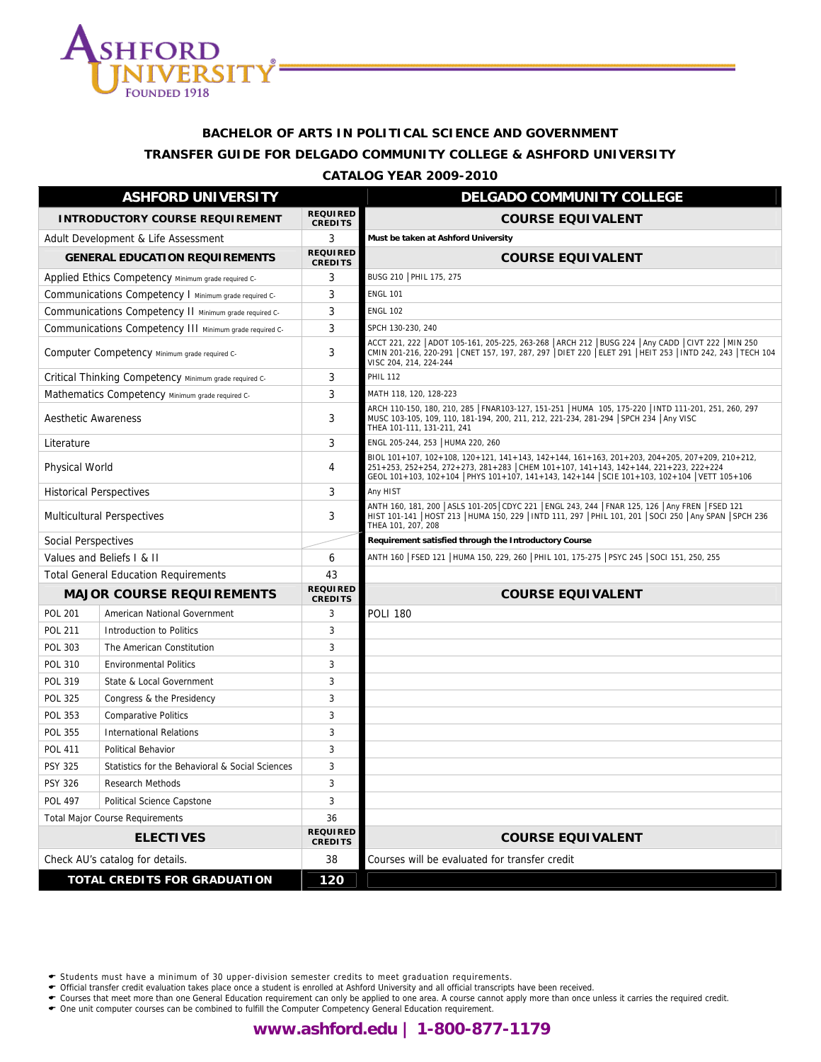# BACHELOR OF ARTS IN POLITICAL SCIENCE AND GOVERNMENT

## TRANSFER GUIDE FOR DELGADO COMMUNITY COLLEGE & ASHFORD UNIVERSITY

### CATALOG YEAR 2009-2010

| ASHFORD UNIVERSITY | | | DELGADO COMMUNITY COLLEGE |
|---|---|---|---|
| **INTRODUCTORY COURSE REQUIREMENT** | | **REQUIRED CREDITS** | **COURSE EQUIVALENT** |
| Adult Development & Life Assessment | | 3 | **Must be taken at Ashford University** |
| **GENERAL EDUCATION REQUIREMENTS** | | **REQUIRED CREDITS** | **COURSE EQUIVALENT** |
| Applied Ethics Competency Minimum grade required C- | | 3 | BUSG 210 \| PHIL 175, 275 |
| Communications Competency I Minimum grade required C- | | 3 | ENGL 101 |
| Communications Competency II Minimum grade required C- | | 3 | ENGL 102 |
| Communications Competency III Minimum grade required C- | | 3 | SPCH 130-230, 240 |
| Computer Competency Minimum grade required C- | | 3 | ACCT 221, 222 \| ADOT 105-161, 205-225, 263-268 \| ARCH 212 \| BUSG 224 \| Any CADD \| CIVT 222 \| MIN 250 CMIN 201-216, 220-291 \| CNET 157, 197, 287, 297 \| DIET 220 \| ELET 291 \| HEIT 253 \| INTD 242, 243 \| TECH 104 VISC 204, 214, 224-244 |
| Critical Thinking Competency Minimum grade required C- | | 3 | PHIL 112 |
| Mathematics Competency Minimum grade required C- | | 3 | MATH 118, 120, 128-223 |
| Aesthetic Awareness | | 3 | ARCH 110-150, 180, 210, 285 \| FNAR103-127, 151-251 \| HUMA 105, 175-220 \| INTD 111-201, 251, 260, 297 MUSC 103-105, 109, 110, 181-194, 200, 211, 212, 221-234, 281-294 \| SPCH 234 \| Any VISC THEA 101-111, 131-211, 241 |
| Literature | | 3 | ENGL 205-244, 253 \| HUMA 220, 260 |
| Physical World | | 4 | BIOL 101+107, 102+108, 120+121, 141+143, 142+144, 161+163, 201+203, 204+205, 207+209, 210+212, 251+253, 252+254, 272+273, 281+283 \| CHEM 101+107, 141+143, 142+144, 221+223, 222+224 GEOL 101+103, 102+104 \| PHYS 101+107, 141+143, 142+144 \| SCIE 101+103, 102+104 \| VETT 105+106 |
| Historical Perspectives | | 3 | Any HIST |
| Multicultural Perspectives | | 3 | ANTH 160, 181, 200 \| ASLS 101-205 \| CDYC 221 \| ENGL 243, 244 \| FNAR 125, 126 \| Any FREN \| FSED 121 HIST 101-141 \| HOST 213 \| HUMA 150, 229 \| INTD 111, 297 \| PHIL 101, 201 \| SOCI 250 \| Any SPAN \| SPCH 236 THEA 101, 207, 208 |
| Social Perspectives | | | **Requirement satisfied through the Introductory Course** |
| Values and Beliefs I & II | | 6 | ANTH 160 \| FSED 121 \| HUMA 150, 229, 260 \| PHIL 101, 175-275 \| PSYC 245 \| SOCI 151, 250, 255 |
| Total General Education Requirements | | 43 | |
| **MAJOR COURSE REQUIREMENTS** | | **REQUIRED CREDITS** | **COURSE EQUIVALENT** |
| POL 201 | American National Government | 3 | POLI 180 |
| POL 211 | Introduction to Politics | 3 | |
| POL 303 | The American Constitution | 3 | |
| POL 310 | Environmental Politics | 3 | |
| POL 319 | State & Local Government | 3 | |
| POL 325 | Congress & the Presidency | 3 | |
| POL 353 | Comparative Politics | 3 | |
| POL 355 | International Relations | 3 | |
| POL 411 | Political Behavior | 3 | |
| PSY 325 | Statistics for the Behavioral & Social Sciences | 3 | |
| PSY 326 | Research Methods | 3 | |
| POL 497 | Political Science Capstone | 3 | |
| Total Major Course Requirements | | 36 | |
| **ELECTIVES** | | **REQUIRED CREDITS** | **COURSE EQUIVALENT** |
| Check AU's catalog for details. | | 38 | Courses will be evaluated for transfer credit |
| **TOTAL CREDITS FOR GRADUATION** | | **120** | |

- Students must have a minimum of 30 upper-division semester credits to meet graduation requirements.
- Official transfer credit evaluation takes place once a student is enrolled at Ashford University and all official transcripts have been received.
- Courses that meet more than one General Education requirement can only be applied to one area. A course cannot apply more than once unless it carries the required credit.
- One unit computer courses can be combined to fulfill the Computer Competency General Education requirement.

**www.ashford.edu | 1-800-877-1179**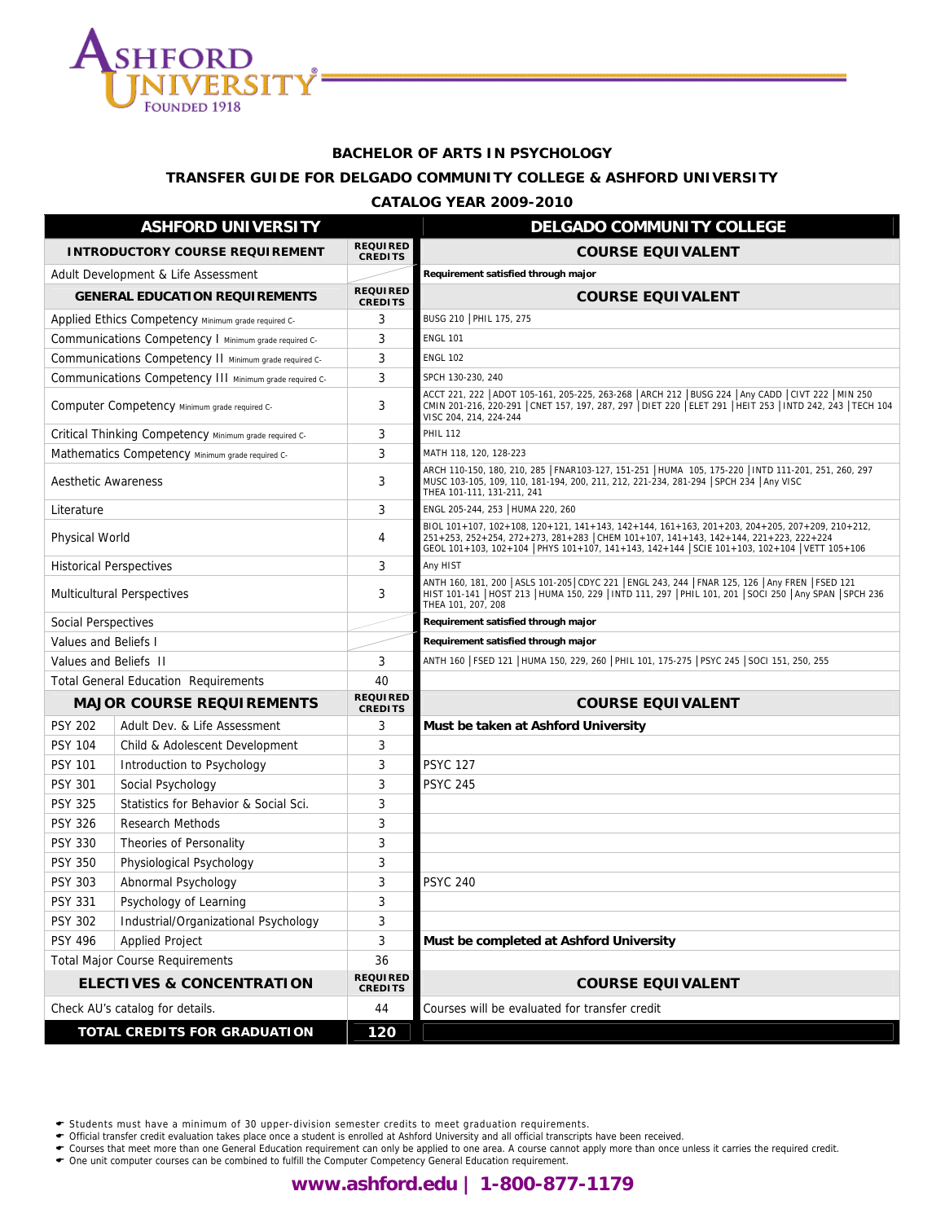ASHFORD UNIVERSITY FOUNDED 1918

## BACHELOR OF ARTS IN PSYCHOLOGY

## TRANSFER GUIDE FOR DELGADO COMMUNITY COLLEGE & ASHFORD UNIVERSITY

## CATALOG YEAR 2009-2010

| ASHFORD UNIVERSITY | | | DELGADO COMMUNITY COLLEGE |
|---|---|---|---|
| **INTRODUCTORY COURSE REQUIREMENT** | | **REQUIRED CREDITS** | **COURSE EQUIVALENT** |
| Adult Development & Life Assessment | | | Requirement satisfied through major |
| **GENERAL EDUCATION REQUIREMENTS** | | **REQUIRED CREDITS** | **COURSE EQUIVALENT** |
| Applied Ethics Competency Minimum grade required C- | | 3 | BUSG 210 \| PHIL 175, 275 |
| Communications Competency I Minimum grade required C- | | 3 | ENGL 101 |
| Communications Competency II Minimum grade required C- | | 3 | ENGL 102 |
| Communications Competency III Minimum grade required C- | | 3 | SPCH 130-230, 240 |
| Computer Competency Minimum grade required C- | | 3 | ACCT 221, 222 \| ADOT 105-161, 205-225, 263-268 \| ARCH 212 \| BUSG 224 \| Any CADD \| CIVT 222 \| MIN 250 CMIN 201-216, 220-291 \| CNET 157, 197, 287, 297 \| DIET 220 \| ELET 291 \| HEIT 253 \| INTD 242, 243 \| TECH 104 VISC 204, 214, 224-244 |
| Critical Thinking Competency Minimum grade required C- | | 3 | PHIL 112 |
| Mathematics Competency Minimum grade required C- | | 3 | MATH 118, 120, 128-223 |
| Aesthetic Awareness | | 3 | ARCH 110-150, 180, 210, 285 \| FNAR103-127, 151-251 \| HUMA 105, 175-220 \| INTD 111-201, 251, 260, 297 MUSC 103-105, 109, 110, 181-194, 200, 211, 212, 221-234, 281-294 \| SPCH 234 \| Any VISC THEA 101-111, 131-211, 241 |
| Literature | | 3 | ENGL 205-244, 253 \| HUMA 220, 260 |
| Physical World | | 4 | BIOL 101+107, 102+108, 120+121, 141+143, 142+144, 161+163, 201+203, 204+205, 207+209, 210+212, 251+253, 252+254, 272+273, 281+283 \| CHEM 101+107, 141+143, 142+144, 221+223, 222+224 GEOL 101+103, 102+104 \| PHYS 101+107, 141+143, 142+144 \| SCIE 101+103, 102+104 \| VETT 105+106 |
| Historical Perspectives | | 3 | Any HIST |
| Multicultural Perspectives | | 3 | ANTH 160, 181, 200 \| ASLS 101-205 \| CDYC 221 \| ENGL 243, 244 \| FNAR 125, 126 \| Any FREN \| FSED 121 HIST 101-141 \| HOST 213 \| HUMA 150, 229 \| INTD 111, 297 \| PHIL 101, 201 \| SOCI 250 \| Any SPAN \| SPCH 236 THEA 101, 207, 208 |
| Social Perspectives | | | Requirement satisfied through major |
| Values and Beliefs I | | | Requirement satisfied through major |
| Values and Beliefs II | | 3 | ANTH 160 \| FSED 121 \| HUMA 150, 229, 260 \| PHIL 101, 175-275 \| PSYC 245 \| SOCI 151, 250, 255 |
| Total General Education Requirements | | 40 | |
| **MAJOR COURSE REQUIREMENTS** | | **REQUIRED CREDITS** | **COURSE EQUIVALENT** |
| PSY 202 | Adult Dev. & Life Assessment | 3 | **Must be taken at Ashford University** |
| PSY 104 | Child & Adolescent Development | 3 | |
| PSY 101 | Introduction to Psychology | 3 | PSYC 127 |
| PSY 301 | Social Psychology | 3 | PSYC 245 |
| PSY 325 | Statistics for Behavior & Social Sci. | 3 | |
| PSY 326 | Research Methods | 3 | |
| PSY 330 | Theories of Personality | 3 | |
| PSY 350 | Physiological Psychology | 3 | |
| PSY 303 | Abnormal Psychology | 3 | PSYC 240 |
| PSY 331 | Psychology of Learning | 3 | |
| PSY 302 | Industrial/Organizational Psychology | 3 | |
| PSY 496 | Applied Project | 3 | **Must be completed at Ashford University** |
| Total Major Course Requirements | | 36 | |
| **ELECTIVES & CONCENTRATION** | | **REQUIRED CREDITS** | **COURSE EQUIVALENT** |
| Check AU's catalog for details. | | 44 | Courses will be evaluated for transfer credit |
| **TOTAL CREDITS FOR GRADUATION** | | **120** | |

- Students must have a minimum of 30 upper-division semester credits to meet graduation requirements.
- Official transfer credit evaluation takes place once a student is enrolled at Ashford University and all official transcripts have been received.
- Courses that meet more than one General Education requirement can only be applied to one area. A course cannot apply more than once unless it carries the required credit.
- One unit computer courses can be combined to fulfill the Computer Competency General Education requirement.

**www.ashford.edu | 1-800-877-1179**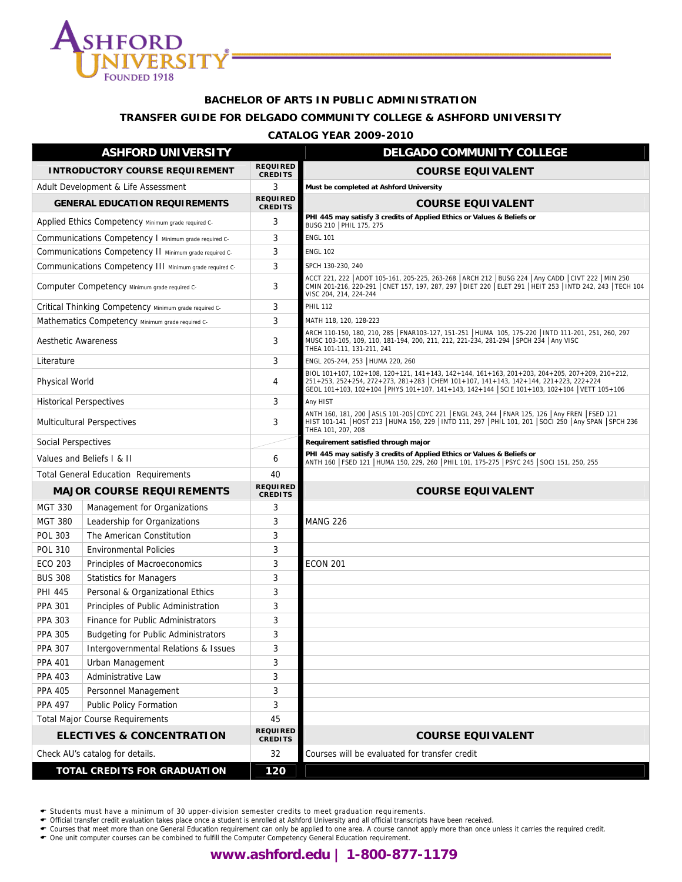# BACHELOR OF ARTS IN PUBLIC ADMINISTRATION

## TRANSFER GUIDE FOR DELGADO COMMUNITY COLLEGE & ASHFORD UNIVERSITY

### CATALOG YEAR 2009-2010

| ASHFORD UNIVERSITY | | | DELGADO COMMUNITY COLLEGE |
|---|---|---|---|
| **INTRODUCTORY COURSE REQUIREMENT** | | **REQUIRED CREDITS** | **COURSE EQUIVALENT** |
| Adult Development & Life Assessment | | 3 | **Must be completed at Ashford University** |
| **GENERAL EDUCATION REQUIREMENTS** | | **REQUIRED CREDITS** | **COURSE EQUIVALENT** |
| Applied Ethics Competency Minimum grade required C- | | 3 | **PHI 445 may satisfy 3 credits of Applied Ethics or Values & Beliefs or** BUSG 210 \| PHIL 175, 275 |
| Communications Competency I Minimum grade required C- | | 3 | ENGL 101 |
| Communications Competency II Minimum grade required C- | | 3 | ENGL 102 |
| Communications Competency III Minimum grade required C- | | 3 | SPCH 130-230, 240 |
| Computer Competency Minimum grade required C- | | 3 | ACCT 221, 222 \| ADOT 105-161, 205-225, 263-268 \| ARCH 212 \| BUSG 224 \| Any CADD \| CIVT 222 \| MIN 250 CMIN 201-216, 220-291 \| CNET 157, 197, 287, 297 \| DIET 220 \| ELET 291 \| HEIT 253 \| INTD 242, 243 \| TECH 104 VISC 204, 214, 224-244 |
| Critical Thinking Competency Minimum grade required C- | | 3 | PHIL 112 |
| Mathematics Competency Minimum grade required C- | | 3 | MATH 118, 120, 128-223 |
| Aesthetic Awareness | | 3 | ARCH 110-150, 180, 210, 285 \| FNAR103-127, 151-251 \| HUMA 105, 175-220 \| INTD 111-201, 251, 260, 297 MUSC 103-105, 109, 110, 181-194, 200, 211, 212, 221-234, 281-294 \| SPCH 234 \| Any VISC THEA 101-111, 131-211, 241 |
| Literature | | 3 | ENGL 205-244, 253 \| HUMA 220, 260 |
| Physical World | | 4 | BIOL 101+107, 102+108, 120+121, 141+143, 142+144, 161+163, 201+203, 204+205, 207+209, 210+212, 251+253, 252+254, 272+273, 281+283 \| CHEM 101+107, 141+143, 142+144, 221+223, 222+224 GEOL 101+103, 102+104 \| PHYS 101+107, 141+143, 142+144 \| SCIE 101+103, 102+104 \| VETT 105+106 |
| Historical Perspectives | | 3 | Any HIST |
| Multicultural Perspectives | | 3 | ANTH 160, 181, 200 \| ASLS 101-205 \| CDYC 221 \| ENGL 243, 244 \| FNAR 125, 126 \| Any FREN \| FSED 121 HIST 101-141 \| HOST 213 \| HUMA 150, 229 \| INTD 111, 297 \| PHIL 101, 201 \| SOCI 250 \| Any SPAN \| SPCH 236 THEA 101, 207, 208 |
| Social Perspectives | | | **Requirement satisfied through major** |
| Values and Beliefs I & II | | 6 | **PHI 445 may satisfy 3 credits of Applied Ethics or Values & Beliefs or** ANTH 160 \| FSED 121 \| HUMA 150, 229, 260 \| PHIL 101, 175-275 \| PSYC 245 \| SOCI 151, 250, 255 |
| Total General Education Requirements | | 40 | |
| **MAJOR COURSE REQUIREMENTS** | | **REQUIRED CREDITS** | **COURSE EQUIVALENT** |
| MGT 330 | Management for Organizations | 3 | |
| MGT 380 | Leadership for Organizations | 3 | MANG 226 |
| POL 303 | The American Constitution | 3 | |
| POL 310 | Environmental Policies | 3 | |
| ECO 203 | Principles of Macroeconomics | 3 | ECON 201 |
| BUS 308 | Statistics for Managers | 3 | |
| PHI 445 | Personal & Organizational Ethics | 3 | |
| PPA 301 | Principles of Public Administration | 3 | |
| PPA 303 | Finance for Public Administrators | 3 | |
| PPA 305 | Budgeting for Public Administrators | 3 | |
| PPA 307 | Intergovernmental Relations & Issues | 3 | |
| PPA 401 | Urban Management | 3 | |
| PPA 403 | Administrative Law | 3 | |
| PPA 405 | Personnel Management | 3 | |
| PPA 497 | Public Policy Formation | 3 | |
| Total Major Course Requirements | | 45 | |
| **ELECTIVES & CONCENTRATION** | | **REQUIRED CREDITS** | **COURSE EQUIVALENT** |
| Check AU's catalog for details. | | 32 | Courses will be evaluated for transfer credit |
| **TOTAL CREDITS FOR GRADUATION** | | **120** | |

- Students must have a minimum of 30 upper-division semester credits to meet graduation requirements.
- Official transfer credit evaluation takes place once a student is enrolled at Ashford University and all official transcripts have been received.
- Courses that meet more than one General Education requirement can only be applied to one area. A course cannot apply more than once unless it carries the required credit.
- One unit computer courses can be combined to fulfill the Computer Competency General Education requirement.

**www.ashford.edu | 1-800-877-1179**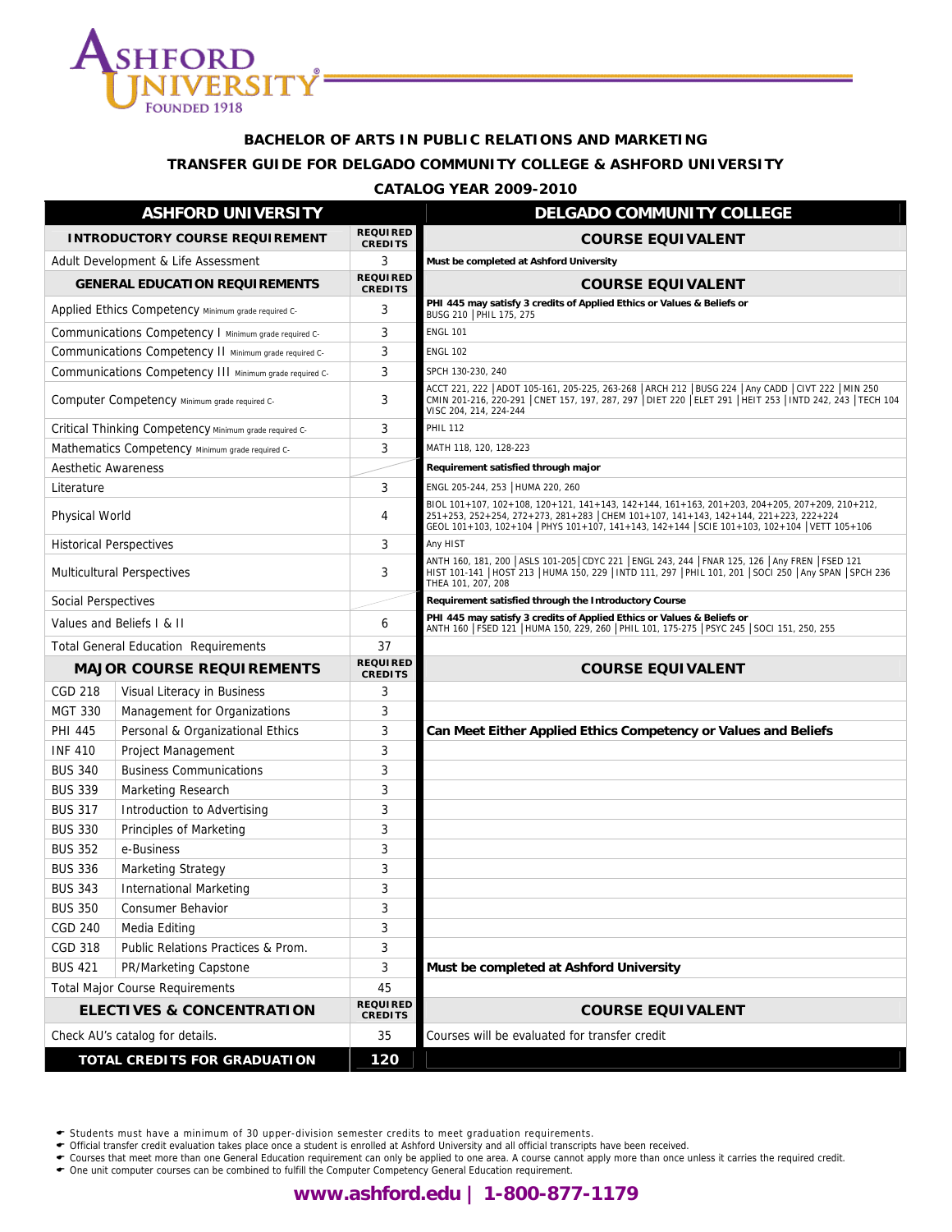ASHFORD UNIVERSITY FOUNDED 1918

## BACHELOR OF ARTS IN PUBLIC RELATIONS AND MARKETING

## TRANSFER GUIDE FOR DELGADO COMMUNITY COLLEGE & ASHFORD UNIVERSITY

## CATALOG YEAR 2009-2010

| ASHFORD UNIVERSITY | | | DELGADO COMMUNITY COLLEGE |
|---|---|---|---|
| **INTRODUCTORY COURSE REQUIREMENT** | | **REQUIRED CREDITS** | **COURSE EQUIVALENT** |
| Adult Development & Life Assessment | | 3 | **Must be completed at Ashford University** |
| **GENERAL EDUCATION REQUIREMENTS** | | **REQUIRED CREDITS** | **COURSE EQUIVALENT** |
| Applied Ethics Competency Minimum grade required C- | | 3 | **PHI 445 may satisfy 3 credits of Applied Ethics or Values & Beliefs or** BUSG 210 \| PHIL 175, 275 |
| Communications Competency I Minimum grade required C- | | 3 | ENGL 101 |
| Communications Competency II Minimum grade required C- | | 3 | ENGL 102 |
| Communications Competency III Minimum grade required C- | | 3 | SPCH 130-230, 240 |
| Computer Competency Minimum grade required C- | | 3 | ACCT 221, 222 \| ADOT 105-161, 205-225, 263-268 \| ARCH 212 \| BUSG 224 \| Any CADD \| CIVT 222 \| MIN 250 CMIN 201-216, 220-291 \| CNET 157, 197, 287, 297 \| DIET 220 \| ELET 291 \| HEIT 253 \| INTD 242, 243 \| TECH 104 VISC 204, 214, 224-244 |
| Critical Thinking Competency Minimum grade required C- | | 3 | PHIL 112 |
| Mathematics Competency Minimum grade required C- | | 3 | MATH 118, 120, 128-223 |
| Aesthetic Awareness | | | **Requirement satisfied through major** |
| Literature | | 3 | ENGL 205-244, 253 \| HUMA 220, 260 |
| Physical World | | 4 | BIOL 101+107, 102+108, 120+121, 141+143, 142+144, 161+163, 201+203, 204+205, 207+209, 210+212, 251+253, 252+254, 272+273, 281+283 \| CHEM 101+107, 141+143, 142+144, 221+223, 222+224 GEOL 101+103, 102+104 \| PHYS 101+107, 141+143, 142+144 \| SCIE 101+103, 102+104 \| VETT 105+106 |
| Historical Perspectives | | 3 | Any HIST |
| Multicultural Perspectives | | 3 | ANTH 160, 181, 200 \| ASLS 101-205 \| CDYC 221 \| ENGL 243, 244 \| FNAR 125, 126 \| Any FREN \| FSED 121 HIST 101-141 \| HOST 213 \| HUMA 150, 229 \| INTD 111, 297 \| PHIL 101, 201 \| SOCI 250 \| Any SPAN \| SPCH 236 THEA 101, 207, 208 |
| Social Perspectives | | | **Requirement satisfied through the Introductory Course** |
| Values and Beliefs I & II | | 6 | **PHI 445 may satisfy 3 credits of Applied Ethics or Values & Beliefs or** ANTH 160 \| FSED 121 \| HUMA 150, 229, 260 \| PHIL 101, 175-275 \| PSYC 245 \| SOCI 151, 250, 255 |
| Total General Education Requirements | | 37 | |
| **MAJOR COURSE REQUIREMENTS** | | **REQUIRED CREDITS** | **COURSE EQUIVALENT** |
| CGD 218 | Visual Literacy in Business | 3 | |
| MGT 330 | Management for Organizations | 3 | |
| PHI 445 | Personal & Organizational Ethics | 3 | **Can Meet Either Applied Ethics Competency or Values and Beliefs** |
| INF 410 | Project Management | 3 | |
| BUS 340 | Business Communications | 3 | |
| BUS 339 | Marketing Research | 3 | |
| BUS 317 | Introduction to Advertising | 3 | |
| BUS 330 | Principles of Marketing | 3 | |
| BUS 352 | e-Business | 3 | |
| BUS 336 | Marketing Strategy | 3 | |
| BUS 343 | International Marketing | 3 | |
| BUS 350 | Consumer Behavior | 3 | |
| CGD 240 | Media Editing | 3 | |
| CGD 318 | Public Relations Practices & Prom. | 3 | |
| BUS 421 | PR/Marketing Capstone | 3 | **Must be completed at Ashford University** |
| Total Major Course Requirements | | 45 | |
| **ELECTIVES & CONCENTRATION** | | **REQUIRED CREDITS** | **COURSE EQUIVALENT** |
| Check AU's catalog for details. | | 35 | Courses will be evaluated for transfer credit |
| **TOTAL CREDITS FOR GRADUATION** | | **120** | |

- Students must have a minimum of 30 upper-division semester credits to meet graduation requirements.
- Official transfer credit evaluation takes place once a student is enrolled at Ashford University and all official transcripts have been received.
- Courses that meet more than one General Education requirement can only be applied to one area. A course cannot apply more than once unless it carries the required credit.
- One unit computer courses can be combined to fulfill the Computer Competency General Education requirement.

**www.ashford.edu | 1-800-877-1179**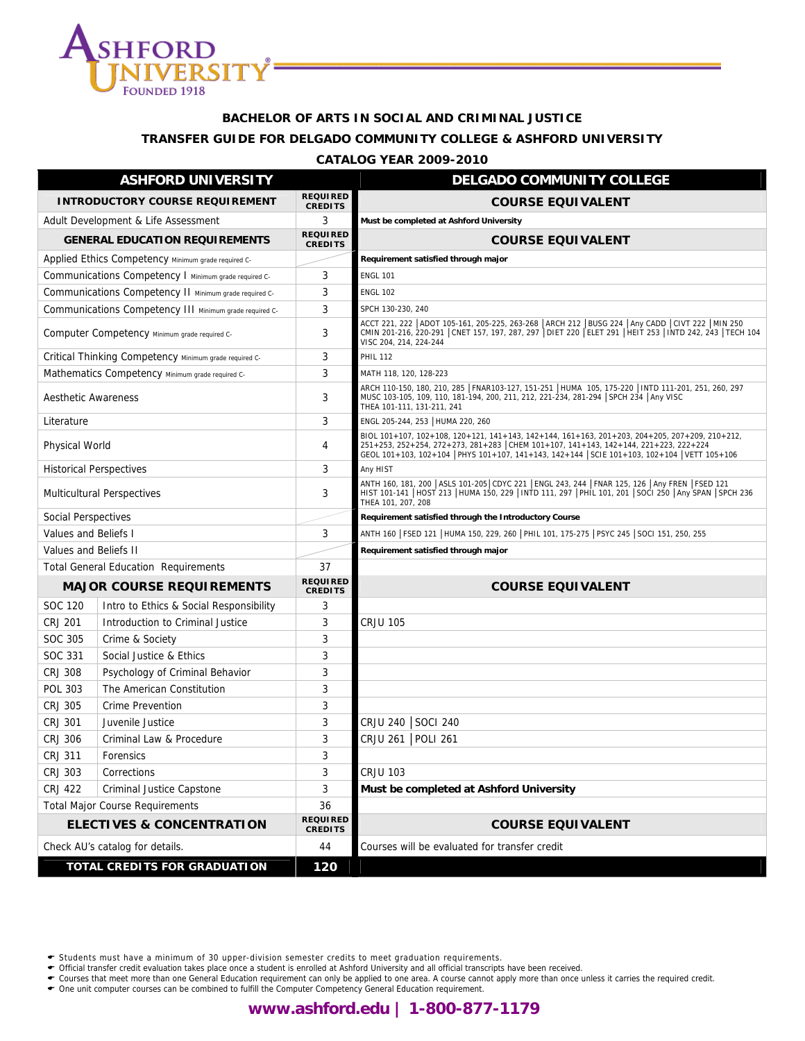# BACHELOR OF ARTS IN SOCIAL AND CRIMINAL JUSTICE

## TRANSFER GUIDE FOR DELGADO COMMUNITY COLLEGE & ASHFORD UNIVERSITY

### CATALOG YEAR 2009-2010

| ASHFORD UNIVERSITY | | | DELGADO COMMUNITY COLLEGE |
|---|---|---|---|
| **INTRODUCTORY COURSE REQUIREMENT** | | **REQUIRED CREDITS** | **COURSE EQUIVALENT** |
| Adult Development & Life Assessment | | 3 | **Must be completed at Ashford University** |
| **GENERAL EDUCATION REQUIREMENTS** | | **REQUIRED CREDITS** | **COURSE EQUIVALENT** |
| Applied Ethics Competency Minimum grade required C- | | | **Requirement satisfied through major** |
| Communications Competency I Minimum grade required C- | | 3 | ENGL 101 |
| Communications Competency II Minimum grade required C- | | 3 | ENGL 102 |
| Communications Competency III Minimum grade required C- | | 3 | SPCH 130-230, 240 |
| Computer Competency Minimum grade required C- | | 3 | ACCT 221, 222 \| ADOT 105-161, 205-225, 263-268 \| ARCH 212 \| BUSG 224 \| Any CADD \| CIVT 222 \| MIN 250 CMIN 201-216, 220-291 \| CNET 157, 197, 287, 297 \| DIET 220 \| ELET 291 \| HEIT 253 \| INTD 242, 243 \| TECH 104 VISC 204, 214, 224-244 |
| Critical Thinking Competency Minimum grade required C- | | 3 | PHIL 112 |
| Mathematics Competency Minimum grade required C- | | 3 | MATH 118, 120, 128-223 |
| Aesthetic Awareness | | 3 | ARCH 110-150, 180, 210, 285 \| FNAR103-127, 151-251 \| HUMA 105, 175-220 \| INTD 111-201, 251, 260, 297 MUSC 103-105, 109, 110, 181-194, 200, 211, 212, 221-234, 281-294 \| SPCH 234 \| Any VISC THEA 101-111, 131-211, 241 |
| Literature | | 3 | ENGL 205-244, 253 \| HUMA 220, 260 |
| Physical World | | 4 | BIOL 101+107, 102+108, 120+121, 141+143, 142+144, 161+163, 201+203, 204+205, 207+209, 210+212, 251+253, 252+254, 272+273, 281+283 \| CHEM 101+107, 141+143, 142+144, 221+223, 222+224 GEOL 101+103, 102+104 \| PHYS 101+107, 141+143, 142+144 \| SCIE 101+103, 102+104 \| VETT 105+106 |
| Historical Perspectives | | 3 | Any HIST |
| Multicultural Perspectives | | 3 | ANTH 160, 181, 200 \| ASLS 101-205 \| CDYC 221 \| ENGL 243, 244 \| FNAR 125, 126 \| Any FREN \| FSED 121 HIST 101-141 \| HOST 213 \| HUMA 150, 229 \| INTD 111, 297 \| PHIL 101, 201 \| SOCI 250 \| Any SPAN \| SPCH 236 THEA 101, 207, 208 |
| Social Perspectives | | | **Requirement satisfied through the Introductory Course** |
| Values and Beliefs I | | 3 | ANTH 160 \| FSED 121 \| HUMA 150, 229, 260 \| PHIL 101, 175-275 \| PSYC 245 \| SOCI 151, 250, 255 |
| Values and Beliefs II | | | **Requirement satisfied through major** |
| Total General Education Requirements | | 37 | |
| **MAJOR COURSE REQUIREMENTS** | | **REQUIRED CREDITS** | **COURSE EQUIVALENT** |
| SOC 120 | Intro to Ethics & Social Responsibility | 3 | |
| CRJ 201 | Introduction to Criminal Justice | 3 | CRJU 105 |
| SOC 305 | Crime & Society | 3 | |
| SOC 331 | Social Justice & Ethics | 3 | |
| CRJ 308 | Psychology of Criminal Behavior | 3 | |
| POL 303 | The American Constitution | 3 | |
| CRJ 305 | Crime Prevention | 3 | |
| CRJ 301 | Juvenile Justice | 3 | CRJU 240 \| SOCI 240 |
| CRJ 306 | Criminal Law & Procedure | 3 | CRJU 261 \| POLI 261 |
| CRJ 311 | Forensics | 3 | |
| CRJ 303 | Corrections | 3 | CRJU 103 |
| CRJ 422 | Criminal Justice Capstone | 3 | **Must be completed at Ashford University** |
| Total Major Course Requirements | | 36 | |
| **ELECTIVES & CONCENTRATION** | | **REQUIRED CREDITS** | **COURSE EQUIVALENT** |
| Check AU's catalog for details. | | 44 | Courses will be evaluated for transfer credit |
| **TOTAL CREDITS FOR GRADUATION** | | **120** | |

- Students must have a minimum of 30 upper-division semester credits to meet graduation requirements.
- Official transfer credit evaluation takes place once a student is enrolled at Ashford University and all official transcripts have been received.
- Courses that meet more than one General Education requirement can only be applied to one area. A course cannot apply more than once unless it carries the required credit.
- One unit computer courses can be combined to fulfill the Computer Competency General Education requirement.

**www.ashford.edu | 1-800-877-1179**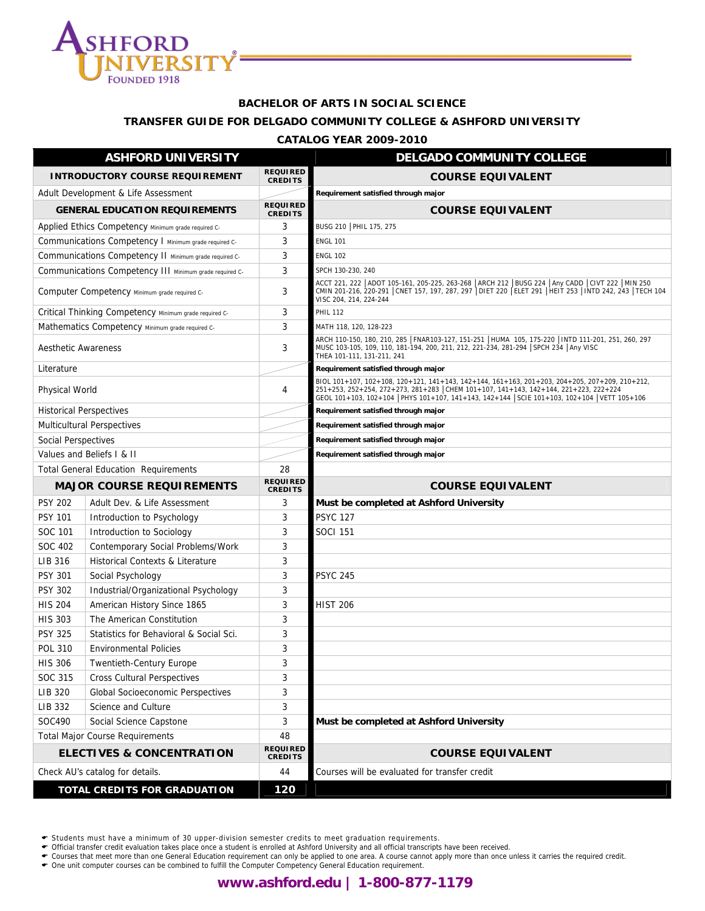# ASHFORD UNIVERSITY
FOUNDED 1918

## BACHELOR OF ARTS IN SOCIAL SCIENCE

## TRANSFER GUIDE FOR DELGADO COMMUNITY COLLEGE & ASHFORD UNIVERSITY

## CATALOG YEAR 2009-2010

| ASHFORD UNIVERSITY | | | DELGADO COMMUNITY COLLEGE |
|---|---|---|---|
| **INTRODUCTORY COURSE REQUIREMENT** | | **REQUIRED CREDITS** | **COURSE EQUIVALENT** |
| Adult Development & Life Assessment | | | **Requirement satisfied through major** |
| **GENERAL EDUCATION REQUIREMENTS** | | **REQUIRED CREDITS** | **COURSE EQUIVALENT** |
| Applied Ethics Competency Minimum grade required C- | | 3 | BUSG 210 \| PHIL 175, 275 |
| Communications Competency I Minimum grade required C- | | 3 | ENGL 101 |
| Communications Competency II Minimum grade required C- | | 3 | ENGL 102 |
| Communications Competency III Minimum grade required C- | | 3 | SPCH 130-230, 240 |
| Computer Competency Minimum grade required C- | | 3 | ACCT 221, 222 \| ADOT 105-161, 205-225, 263-268 \| ARCH 212 \| BUSG 224 \| Any CADD \| CIVT 222 \| MIN 250 CMIN 201-216, 220-291 \| CNET 157, 197, 287, 297 \| DIET 220 \| ELET 291 \| HEIT 253 \| INTD 242, 243 \| TECH 104 VISC 204, 214, 224-244 |
| Critical Thinking Competency Minimum grade required C- | | 3 | PHIL 112 |
| Mathematics Competency Minimum grade required C- | | 3 | MATH 118, 120, 128-223 |
| Aesthetic Awareness | | 3 | ARCH 110-150, 180, 210, 285 \| FNAR103-127, 151-251 \| HUMA 105, 175-220 \| INTD 111-201, 251, 260, 297 MUSC 103-105, 109, 110, 181-194, 200, 211, 212, 221-234, 281-294 \| SPCH 234 \| Any VISC THEA 101-111, 131-211, 241 |
| Literature | | | **Requirement satisfied through major** |
| Physical World | | 4 | BIOL 101+107, 102+108, 120+121, 141+143, 142+144, 161+163, 201+203, 204+205, 207+209, 210+212, 251+253, 252+254, 272+273, 281+283 \| CHEM 101+107, 141+143, 142+144, 221+223, 222+224 GEOL 101+103, 102+104 \| PHYS 101+107, 141+143, 142+144 \| SCIE 101+103, 102+104 \| VETT 105+106 |
| Historical Perspectives | | | **Requirement satisfied through major** |
| Multicultural Perspectives | | | **Requirement satisfied through major** |
| Social Perspectives | | | **Requirement satisfied through major** |
| Values and Beliefs I & II | | | **Requirement satisfied through major** |
| Total General Education Requirements | | 28 | |
| **MAJOR COURSE REQUIREMENTS** | | **REQUIRED CREDITS** | **COURSE EQUIVALENT** |
| PSY 202 | Adult Dev. & Life Assessment | 3 | **Must be completed at Ashford University** |
| PSY 101 | Introduction to Psychology | 3 | PSYC 127 |
| SOC 101 | Introduction to Sociology | 3 | SOCI 151 |
| SOC 402 | Contemporary Social Problems/Work | 3 | |
| LIB 316 | Historical Contexts & Literature | 3 | |
| PSY 301 | Social Psychology | 3 | PSYC 245 |
| PSY 302 | Industrial/Organizational Psychology | 3 | |
| HIS 204 | American History Since 1865 | 3 | HIST 206 |
| HIS 303 | The American Constitution | 3 | |
| PSY 325 | Statistics for Behavioral & Social Sci. | 3 | |
| POL 310 | Environmental Policies | 3 | |
| HIS 306 | Twentieth-Century Europe | 3 | |
| SOC 315 | Cross Cultural Perspectives | 3 | |
| LIB 320 | Global Socioeconomic Perspectives | 3 | |
| LIB 332 | Science and Culture | 3 | |
| SOC490 | Social Science Capstone | 3 | **Must be completed at Ashford University** |
| Total Major Course Requirements | | 48 | |
| **ELECTIVES & CONCENTRATION** | | **REQUIRED CREDITS** | **COURSE EQUIVALENT** |
| Check AU's catalog for details. | | 44 | Courses will be evaluated for transfer credit |
| **TOTAL CREDITS FOR GRADUATION** | | **120** | |

- Students must have a minimum of 30 upper-division semester credits to meet graduation requirements.
- Official transfer credit evaluation takes place once a student is enrolled at Ashford University and all official transcripts have been received.
- Courses that meet more than one General Education requirement can only be applied to one area. A course cannot apply more than once unless it carries the required credit.
- One unit computer courses can be combined to fulfill the Computer Competency General Education requirement.

**www.ashford.edu | 1-800-877-1179**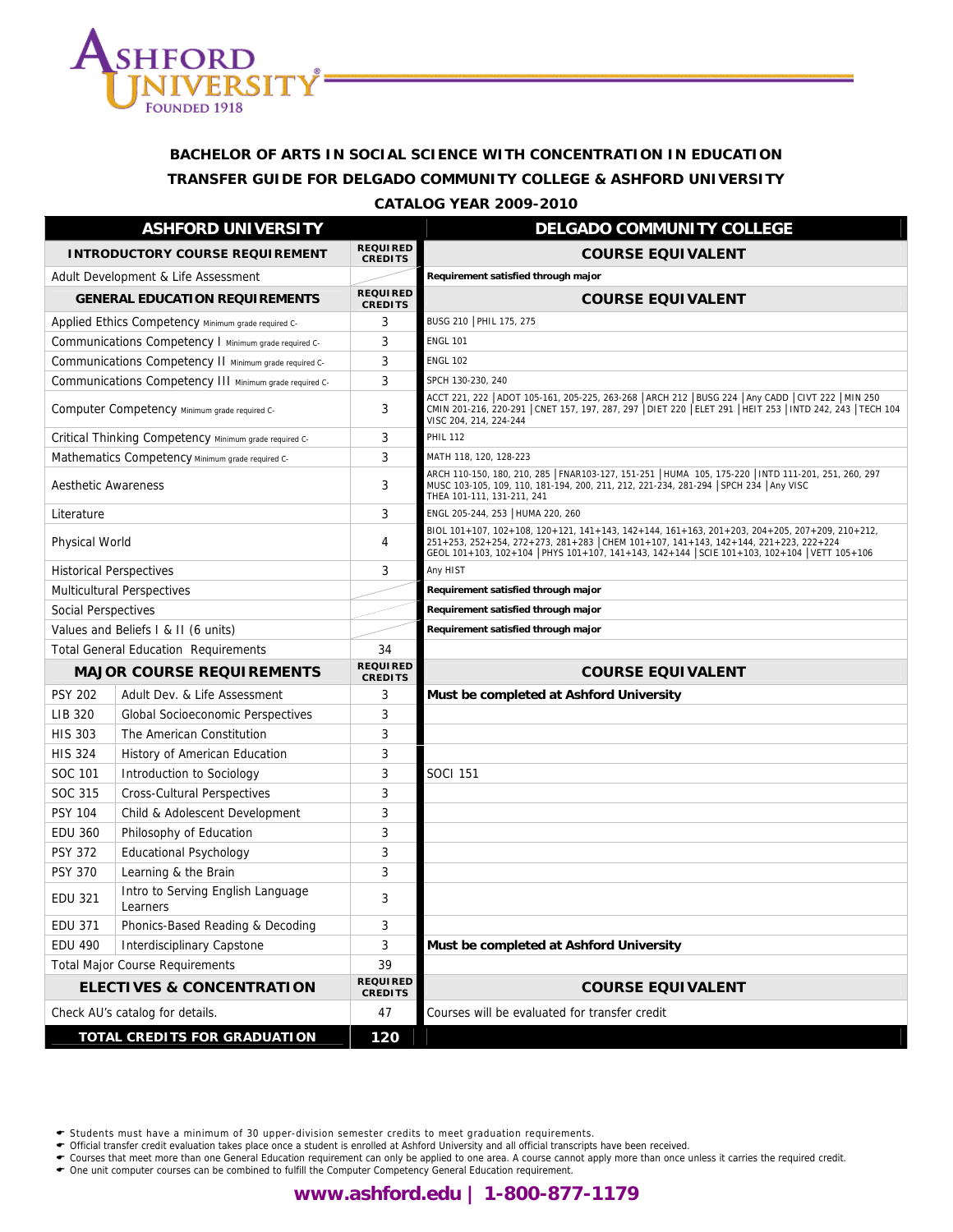# BACHELOR OF ARTS IN SOCIAL SCIENCE WITH CONCENTRATION IN EDUCATION

## TRANSFER GUIDE FOR DELGADO COMMUNITY COLLEGE & ASHFORD UNIVERSITY

### CATALOG YEAR 2009-2010

| ASHFORD UNIVERSITY | | | DELGADO COMMUNITY COLLEGE |
|---|---|---|---|
| **INTRODUCTORY COURSE REQUIREMENT** | | **REQUIRED CREDITS** | **COURSE EQUIVALENT** |
| Adult Development & Life Assessment | | | **Requirement satisfied through major** |
| **GENERAL EDUCATION REQUIREMENTS** | | **REQUIRED CREDITS** | **COURSE EQUIVALENT** |
| Applied Ethics Competency Minimum grade required C- | | 3 | BUSG 210 \| PHIL 175, 275 |
| Communications Competency I Minimum grade required C- | | 3 | ENGL 101 |
| Communications Competency II Minimum grade required C- | | 3 | ENGL 102 |
| Communications Competency III Minimum grade required C- | | 3 | SPCH 130-230, 240 |
| Computer Competency Minimum grade required C- | | 3 | ACCT 221, 222 \| ADOT 105-161, 205-225, 263-268 \| ARCH 212 \| BUSG 224 \| Any CADD \| CIVT 222 \| MIN 250 CMIN 201-216, 220-291 \| CNET 157, 197, 287, 297 \| DIET 220 \| ELET 291 \| HEIT 253 \| INTD 242, 243 \| TECH 104 VISC 204, 214, 224-244 |
| Critical Thinking Competency Minimum grade required C- | | 3 | PHIL 112 |
| Mathematics Competency Minimum grade required C- | | 3 | MATH 118, 120, 128-223 |
| Aesthetic Awareness | | 3 | ARCH 110-150, 180, 210, 285 \| FNAR103-127, 151-251 \| HUMA 105, 175-220 \| INTD 111-201, 251, 260, 297 MUSC 103-105, 109, 110, 181-194, 200, 211, 212, 221-234, 281-294 \| SPCH 234 \| Any VISC THEA 101-111, 131-211, 241 |
| Literature | | 3 | ENGL 205-244, 253 \| HUMA 220, 260 |
| Physical World | | 4 | BIOL 101+107, 102+108, 120+121, 141+143, 142+144, 161+163, 201+203, 204+205, 207+209, 210+212, 251+253, 252+254, 272+273, 281+283 \| CHEM 101+107, 141+143, 142+144, 221+223, 222+224 GEOL 101+103, 102+104 \| PHYS 101+107, 141+143, 142+144 \| SCIE 101+103, 102+104 \| VETT 105+106 |
| Historical Perspectives | | 3 | Any HIST |
| Multicultural Perspectives | | | **Requirement satisfied through major** |
| Social Perspectives | | | **Requirement satisfied through major** |
| Values and Beliefs I & II (6 units) | | | **Requirement satisfied through major** |
| Total General Education Requirements | | 34 | |
| **MAJOR COURSE REQUIREMENTS** | | **REQUIRED CREDITS** | **COURSE EQUIVALENT** |
| PSY 202 | Adult Dev. & Life Assessment | 3 | **Must be completed at Ashford University** |
| LIB 320 | Global Socioeconomic Perspectives | 3 | |
| HIS 303 | The American Constitution | 3 | |
| HIS 324 | History of American Education | 3 | |
| SOC 101 | Introduction to Sociology | 3 | SOCI 151 |
| SOC 315 | Cross-Cultural Perspectives | 3 | |
| PSY 104 | Child & Adolescent Development | 3 | |
| EDU 360 | Philosophy of Education | 3 | |
| PSY 372 | Educational Psychology | 3 | |
| PSY 370 | Learning & the Brain | 3 | |
| EDU 321 | Intro to Serving English Language Learners | 3 | |
| EDU 371 | Phonics-Based Reading & Decoding | 3 | |
| EDU 490 | Interdisciplinary Capstone | 3 | **Must be completed at Ashford University** |
| Total Major Course Requirements | | 39 | |
| **ELECTIVES & CONCENTRATION** | | **REQUIRED CREDITS** | **COURSE EQUIVALENT** |
| Check AU's catalog for details. | | 47 | Courses will be evaluated for transfer credit |
| **TOTAL CREDITS FOR GRADUATION** | | **120** | |

- Students must have a minimum of 30 upper-division semester credits to meet graduation requirements.
- Official transfer credit evaluation takes place once a student is enrolled at Ashford University and all official transcripts have been received.
- Courses that meet more than one General Education requirement can only be applied to one area. A course cannot apply more than once unless it carries the required credit.
- One unit computer courses can be combined to fulfill the Computer Competency General Education requirement.

**www.ashford.edu | 1-800-877-1179**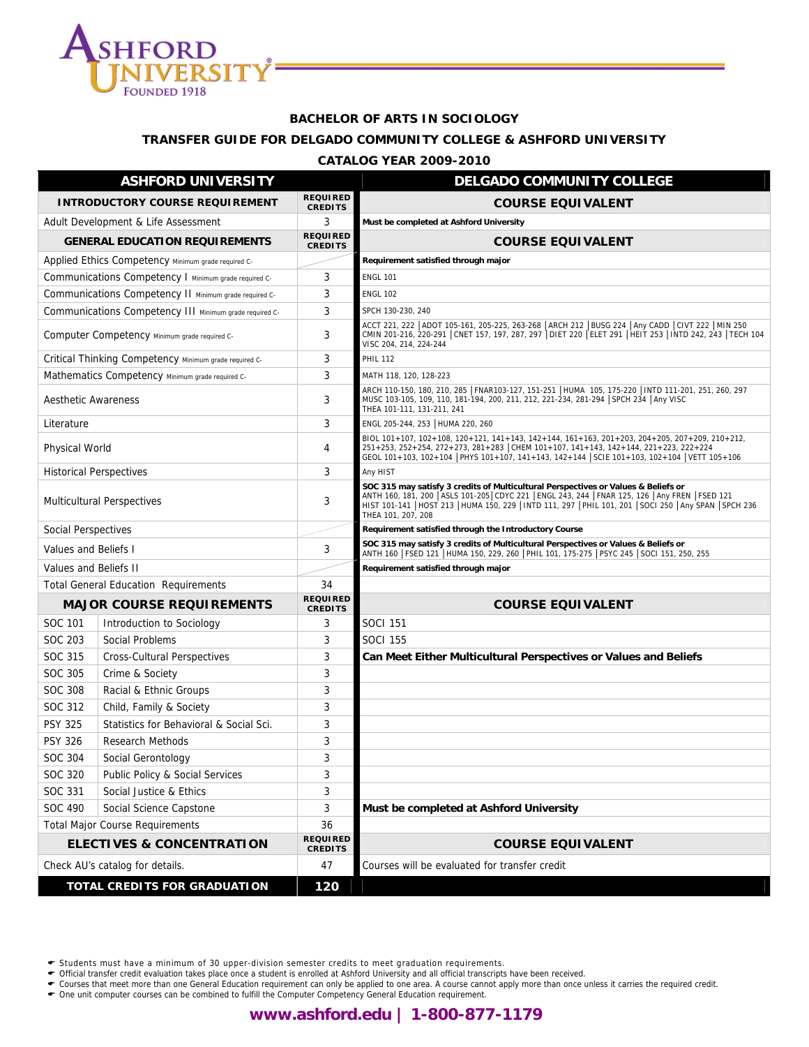# BACHELOR OF ARTS IN SOCIOLOGY

## TRANSFER GUIDE FOR DELGADO COMMUNITY COLLEGE & ASHFORD UNIVERSITY

### CATALOG YEAR 2009-2010

| ASHFORD UNIVERSITY | | | DELGADO COMMUNITY COLLEGE |
|---|---|---|---|
| **INTRODUCTORY COURSE REQUIREMENT** | | **REQUIRED CREDITS** | **COURSE EQUIVALENT** |
| Adult Development & Life Assessment | | 3 | **Must be completed at Ashford University** |
| **GENERAL EDUCATION REQUIREMENTS** | | **REQUIRED CREDITS** | **COURSE EQUIVALENT** |
| Applied Ethics Competency Minimum grade required C- | | | **Requirement satisfied through major** |
| Communications Competency I Minimum grade required C- | | 3 | ENGL 101 |
| Communications Competency II Minimum grade required C- | | 3 | ENGL 102 |
| Communications Competency III Minimum grade required C- | | 3 | SPCH 130-230, 240 |
| Computer Competency Minimum grade required C- | | 3 | ACCT 221, 222 \| ADOT 105-161, 205-225, 263-268 \| ARCH 212 \| BUSG 224 \| Any CADD \| CIVT 222 \| MIN 250 CMIN 201-216, 220-291 \| CNET 157, 197, 287, 297 \| DIET 220 \| ELET 291 \| HEIT 253 \| INTD 242, 243 \| TECH 104 VISC 204, 214, 224-244 |
| Critical Thinking Competency Minimum grade required C- | | 3 | PHIL 112 |
| Mathematics Competency Minimum grade required C- | | 3 | MATH 118, 120, 128-223 |
| Aesthetic Awareness | | 3 | ARCH 110-150, 180, 210, 285 \| FNAR103-127, 151-251 \| HUMA 105, 175-220 \| INTD 111-201, 251, 260, 297 MUSC 103-105, 109, 110, 181-194, 200, 211, 212, 221-234, 281-294 \| SPCH 234 \| Any VISC THEA 101-111, 131-211, 241 |
| Literature | | 3 | ENGL 205-244, 253 \| HUMA 220, 260 |
| Physical World | | 4 | BIOL 101+107, 102+108, 120+121, 141+143, 142+144, 161+163, 201+203, 204+205, 207+209, 210+212, 251+253, 252+254, 272+273, 281+283 \| CHEM 101+107, 141+143, 142+144, 221+223, 222+224 GEOL 101+103, 102+104 \| PHYS 101+107, 141+143, 142+144 \| SCIE 101+103, 102+104 \| VETT 105+106 |
| Historical Perspectives | | 3 | Any HIST |
| Multicultural Perspectives | | 3 | **SOC 315 may satisfy 3 credits of Multicultural Perspectives or Values & Beliefs or** ANTH 160, 181, 200 \| ASLS 101-205\| CDYC 221 \| ENGL 243, 244 \| FNAR 125, 126 \| Any FREN \| FSED 121 HIST 101-141 \| HOST 213 \| HUMA 150, 229 \| INTD 111, 297 \| PHIL 101, 201 \| SOCI 250 \| Any SPAN \| SPCH 236 THEA 101, 207, 208 |
| Social Perspectives | | | **Requirement satisfied through the Introductory Course** |
| Values and Beliefs I | | 3 | **SOC 315 may satisfy 3 credits of Multicultural Perspectives or Values & Beliefs or** ANTH 160 \| FSED 121 \| HUMA 150, 229, 260 \| PHIL 101, 175-275 \| PSYC 245 \| SOCI 151, 250, 255 |
| Values and Beliefs II | | | **Requirement satisfied through major** |
| Total General Education Requirements | | 34 | |
| **MAJOR COURSE REQUIREMENTS** | | **REQUIRED CREDITS** | **COURSE EQUIVALENT** |
| SOC 101 | Introduction to Sociology | 3 | SOCI 151 |
| SOC 203 | Social Problems | 3 | SOCI 155 |
| SOC 315 | Cross-Cultural Perspectives | 3 | **Can Meet Either Multicultural Perspectives or Values and Beliefs** |
| SOC 305 | Crime & Society | 3 | |
| SOC 308 | Racial & Ethnic Groups | 3 | |
| SOC 312 | Child, Family & Society | 3 | |
| PSY 325 | Statistics for Behavioral & Social Sci. | 3 | |
| PSY 326 | Research Methods | 3 | |
| SOC 304 | Social Gerontology | 3 | |
| SOC 320 | Public Policy & Social Services | 3 | |
| SOC 331 | Social Justice & Ethics | 3 | |
| SOC 490 | Social Science Capstone | 3 | **Must be completed at Ashford University** |
| Total Major Course Requirements | | 36 | |
| **ELECTIVES & CONCENTRATION** | | **REQUIRED CREDITS** | **COURSE EQUIVALENT** |
| Check AU's catalog for details. | | 47 | Courses will be evaluated for transfer credit |
| **TOTAL CREDITS FOR GRADUATION** | | **120** | |

- Students must have a minimum of 30 upper-division semester credits to meet graduation requirements.
- Official transfer credit evaluation takes place once a student is enrolled at Ashford University and all official transcripts have been received.
- Courses that meet more than one General Education requirement can only be applied to one area. A course cannot apply more than once unless it carries the required credit.
- One unit computer courses can be combined to fulfill the Computer Competency General Education requirement.

**www.ashford.edu | 1-800-877-1179**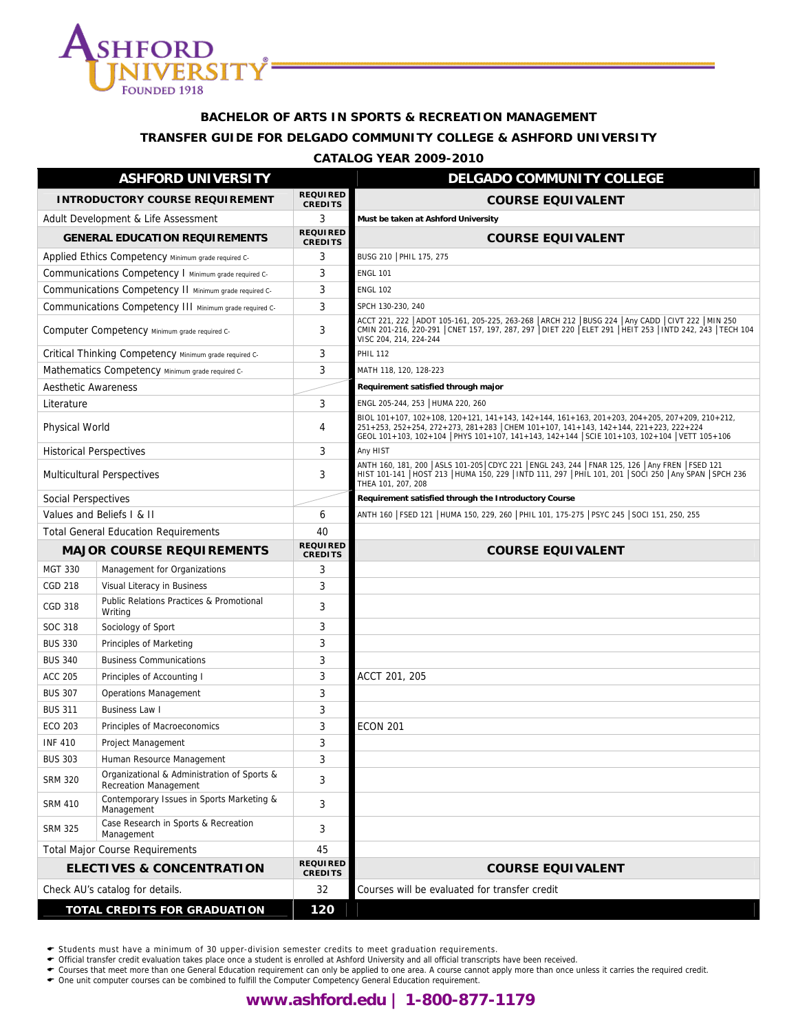Ashford University Founded 1918

## BACHELOR OF ARTS IN SPORTS & RECREATION MANAGEMENT

## TRANSFER GUIDE FOR DELGADO COMMUNITY COLLEGE & ASHFORD UNIVERSITY

## CATALOG YEAR 2009-2010

| ASHFORD UNIVERSITY | | | DELGADO COMMUNITY COLLEGE |
|---|---|---|---|
| **INTRODUCTORY COURSE REQUIREMENT** | | **REQUIRED CREDITS** | **COURSE EQUIVALENT** |
| Adult Development & Life Assessment | | 3 | **Must be taken at Ashford University** |
| **GENERAL EDUCATION REQUIREMENTS** | | **REQUIRED CREDITS** | **COURSE EQUIVALENT** |
| Applied Ethics Competency Minimum grade required C- | | 3 | BUSG 210 \| PHIL 175, 275 |
| Communications Competency I Minimum grade required C- | | 3 | ENGL 101 |
| Communications Competency II Minimum grade required C- | | 3 | ENGL 102 |
| Communications Competency III Minimum grade required C- | | 3 | SPCH 130-230, 240 |
| Computer Competency Minimum grade required C- | | 3 | ACCT 221, 222 \| ADOT 105-161, 205-225, 263-268 \| ARCH 212 \| BUSG 224 \| Any CADD \| CIVT 222 \| MIN 250 CMIN 201-216, 220-291 \| CNET 157, 197, 287, 297 \| DIET 220 \| ELET 291 \| HEIT 253 \| INTD 242, 243 \| TECH 104 VISC 204, 214, 224-244 |
| Critical Thinking Competency Minimum grade required C- | | 3 | PHIL 112 |
| Mathematics Competency Minimum grade required C- | | 3 | MATH 118, 120, 128-223 |
| Aesthetic Awareness | | | **Requirement satisfied through major** |
| Literature | | 3 | ENGL 205-244, 253 \| HUMA 220, 260 |
| Physical World | | 4 | BIOL 101+107, 102+108, 120+121, 141+143, 142+144, 161+163, 201+203, 204+205, 207+209, 210+212, 251+253, 252+254, 272+273, 281+283 \| CHEM 101+107, 141+143, 142+144, 221+223, 222+224 GEOL 101+103, 102+104 \| PHYS 101+107, 141+143, 142+144 \| SCIE 101+103, 102+104 \| VETT 105+106 |
| Historical Perspectives | | 3 | Any HIST |
| Multicultural Perspectives | | 3 | ANTH 160, 181, 200 \| ASLS 101-205 \| CDYC 221 \| ENGL 243, 244 \| FNAR 125, 126 \| Any FREN \| FSED 121 HIST 101-141 \| HOST 213 \| HUMA 150, 229 \| INTD 111, 297 \| PHIL 101, 201 \| SOCI 250 \| Any SPAN \| SPCH 236 THEA 101, 207, 208 |
| Social Perspectives | | | **Requirement satisfied through the Introductory Course** |
| Values and Beliefs I & II | | 6 | ANTH 160 \| FSED 121 \| HUMA 150, 229, 260 \| PHIL 101, 175-275 \| PSYC 245 \| SOCI 151, 250, 255 |
| Total General Education Requirements | | 40 | |
| **MAJOR COURSE REQUIREMENTS** | | **REQUIRED CREDITS** | **COURSE EQUIVALENT** |
| MGT 330 | Management for Organizations | 3 | |
| CGD 218 | Visual Literacy in Business | 3 | |
| CGD 318 | Public Relations Practices & Promotional Writing | 3 | |
| SOC 318 | Sociology of Sport | 3 | |
| BUS 330 | Principles of Marketing | 3 | |
| BUS 340 | Business Communications | 3 | |
| ACC 205 | Principles of Accounting I | 3 | ACCT 201, 205 |
| BUS 307 | Operations Management | 3 | |
| BUS 311 | Business Law I | 3 | |
| ECO 203 | Principles of Macroeconomics | 3 | ECON 201 |
| INF 410 | Project Management | 3 | |
| BUS 303 | Human Resource Management | 3 | |
| SRM 320 | Organizational & Administration of Sports & Recreation Management | 3 | |
| SRM 410 | Contemporary Issues in Sports Marketing & Management | 3 | |
| SRM 325 | Case Research in Sports & Recreation Management | 3 | |
| Total Major Course Requirements | | 45 | |
| **ELECTIVES & CONCENTRATION** | | **REQUIRED CREDITS** | **COURSE EQUIVALENT** |
| Check AU's catalog for details. | | 32 | Courses will be evaluated for transfer credit |
| **TOTAL CREDITS FOR GRADUATION** | | **120** | |

- Students must have a minimum of 30 upper-division semester credits to meet graduation requirements.
- Official transfer credit evaluation takes place once a student is enrolled at Ashford University and all official transcripts have been received.
- Courses that meet more than one General Education requirement can only be applied to one area. A course cannot apply more than once unless it carries the required credit.
- One unit computer courses can be combined to fulfill the Computer Competency General Education requirement.

**www.ashford.edu | 1-800-877-1179**